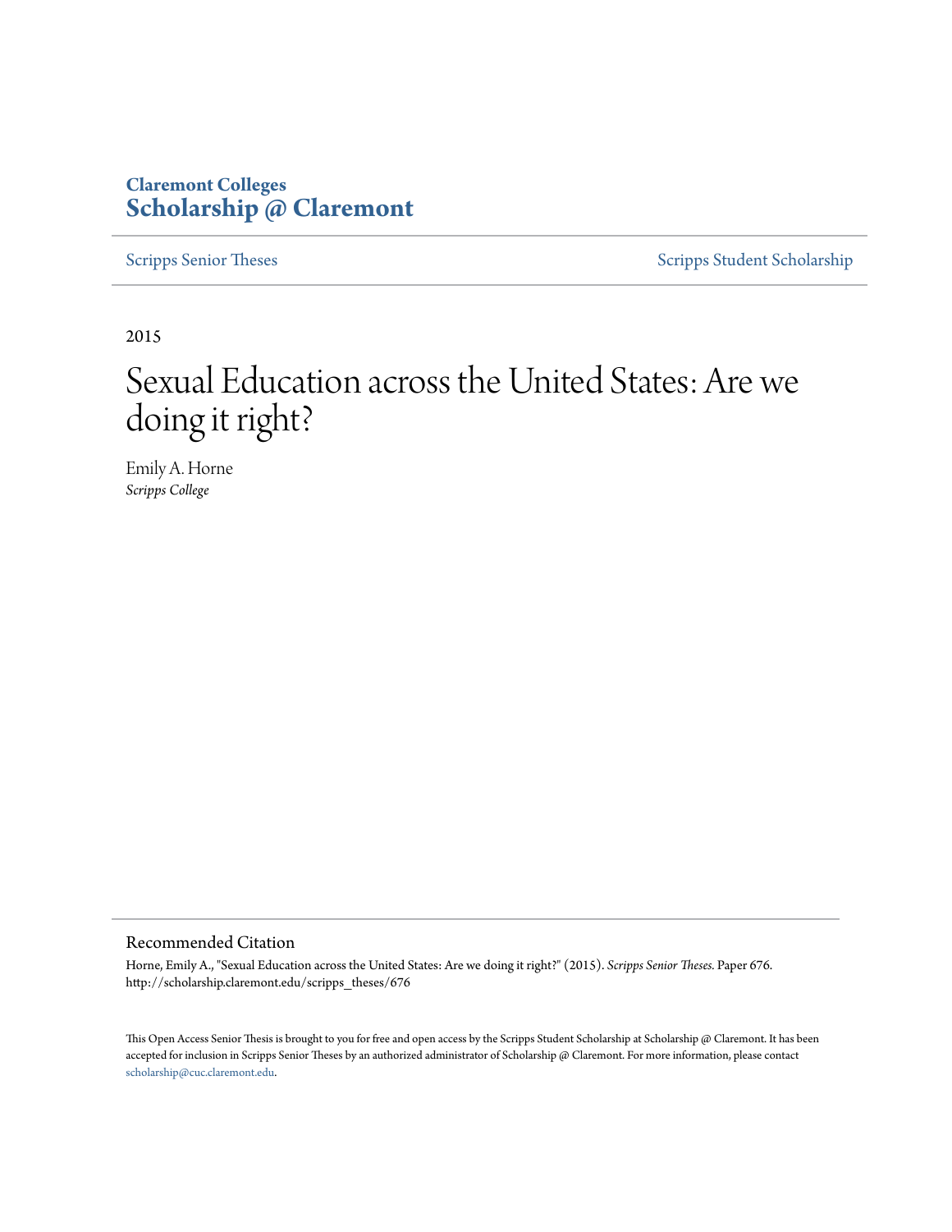**Claremont Colleges**
**Scholarship @ Claremont**

Scripps Senior Theses

Scripps Student Scholarship

2015

# Sexual Education across the United States: Are we doing it right?

Emily A. Horne
*Scripps College*

## Recommended Citation

Horne, Emily A., "Sexual Education across the United States: Are we doing it right?" (2015). *Scripps Senior Theses.* Paper 676. http://scholarship.claremont.edu/scripps_theses/676

This Open Access Senior Thesis is brought to you for free and open access by the Scripps Student Scholarship at Scholarship @ Claremont. It has been accepted for inclusion in Scripps Senior Theses by an authorized administrator of Scholarship @ Claremont. For more information, please contact scholarship@cuc.claremont.edu.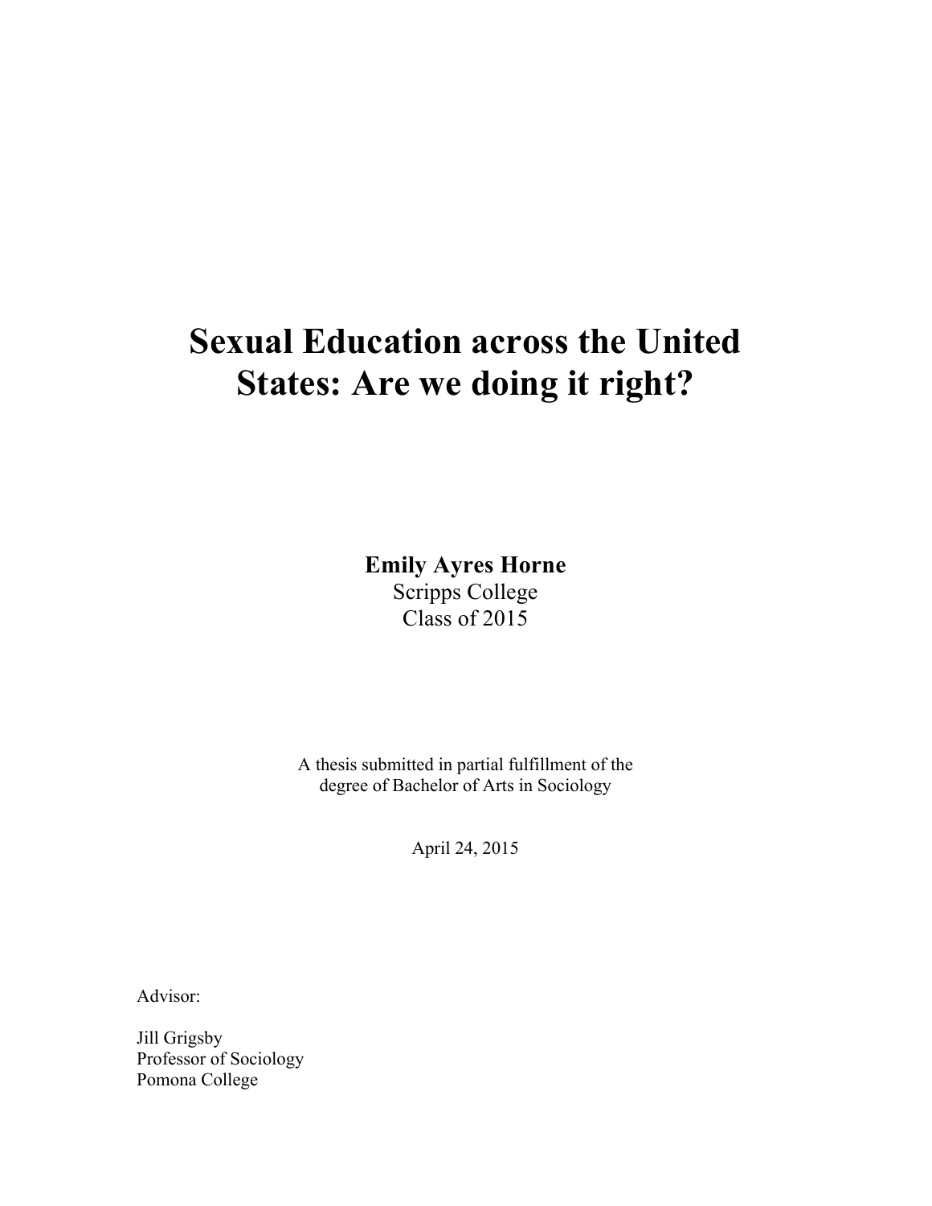# Sexual Education across the United States: Are we doing it right?

**Emily Ayres Horne**
Scripps College
Class of 2015

A thesis submitted in partial fulfillment of the
degree of Bachelor of Arts in Sociology

April 24, 2015

Advisor:

Jill Grigsby
Professor of Sociology
Pomona College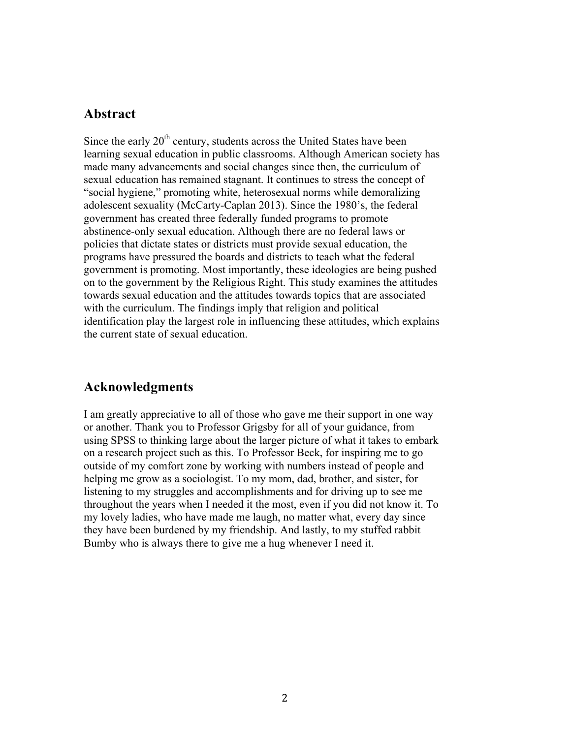## Abstract

Since the early 20th century, students across the United States have been learning sexual education in public classrooms. Although American society has made many advancements and social changes since then, the curriculum of sexual education has remained stagnant. It continues to stress the concept of "social hygiene," promoting white, heterosexual norms while demoralizing adolescent sexuality (McCarty-Caplan 2013). Since the 1980's, the federal government has created three federally funded programs to promote abstinence-only sexual education. Although there are no federal laws or policies that dictate states or districts must provide sexual education, the programs have pressured the boards and districts to teach what the federal government is promoting. Most importantly, these ideologies are being pushed on to the government by the Religious Right. This study examines the attitudes towards sexual education and the attitudes towards topics that are associated with the curriculum. The findings imply that religion and political identification play the largest role in influencing these attitudes, which explains the current state of sexual education.

## Acknowledgments

I am greatly appreciative to all of those who gave me their support in one way or another. Thank you to Professor Grigsby for all of your guidance, from using SPSS to thinking large about the larger picture of what it takes to embark on a research project such as this. To Professor Beck, for inspiring me to go outside of my comfort zone by working with numbers instead of people and helping me grow as a sociologist. To my mom, dad, brother, and sister, for listening to my struggles and accomplishments and for driving up to see me throughout the years when I needed it the most, even if you did not know it. To my lovely ladies, who have made me laugh, no matter what, every day since they have been burdened by my friendship. And lastly, to my stuffed rabbit Bumby who is always there to give me a hug whenever I need it.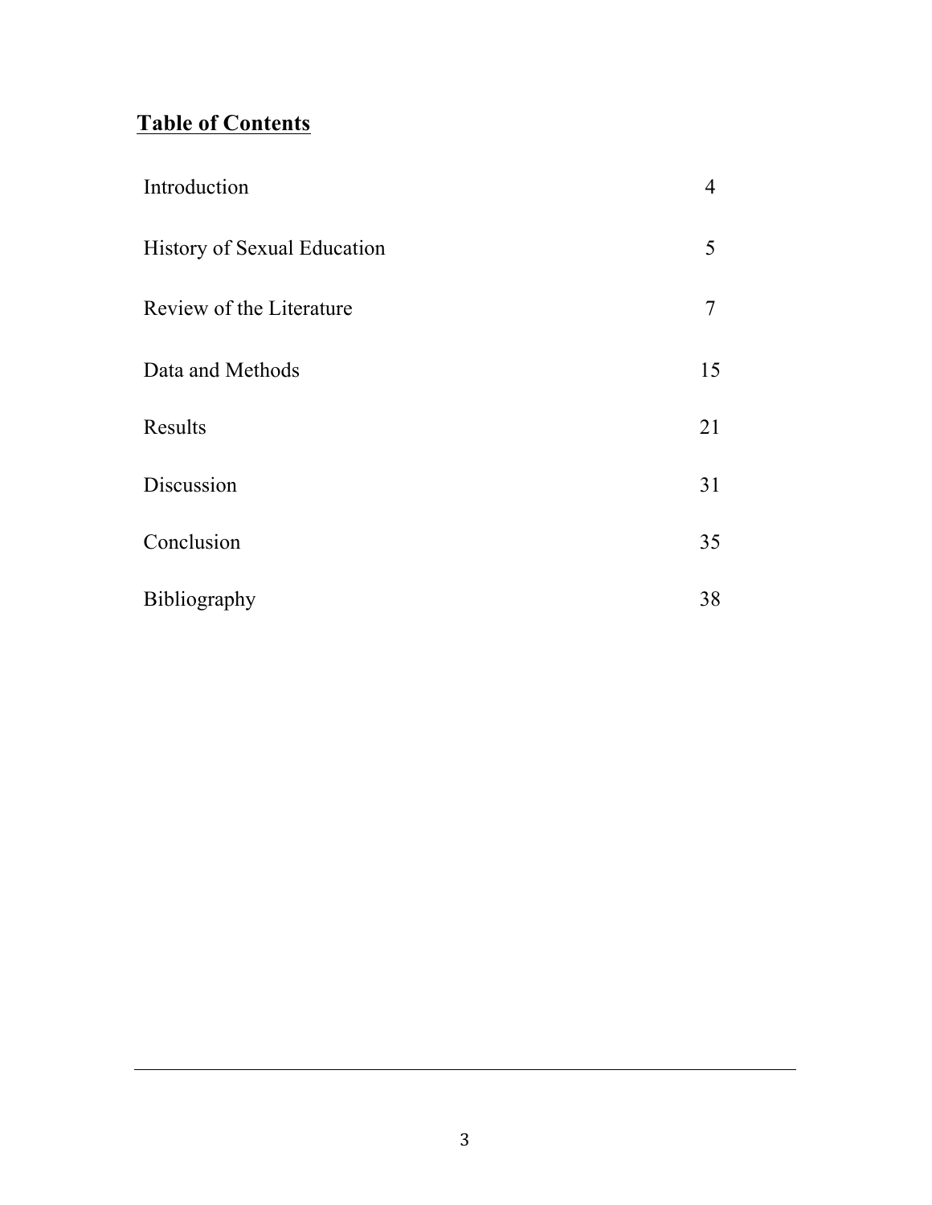## **Table of Contents**

| | |
|---|---|
| Introduction | 4 |
| History of Sexual Education | 5 |
| Review of the Literature | 7 |
| Data and Methods | 15 |
| Results | 21 |
| Discussion | 31 |
| Conclusion | 35 |
| Bibliography | 38 |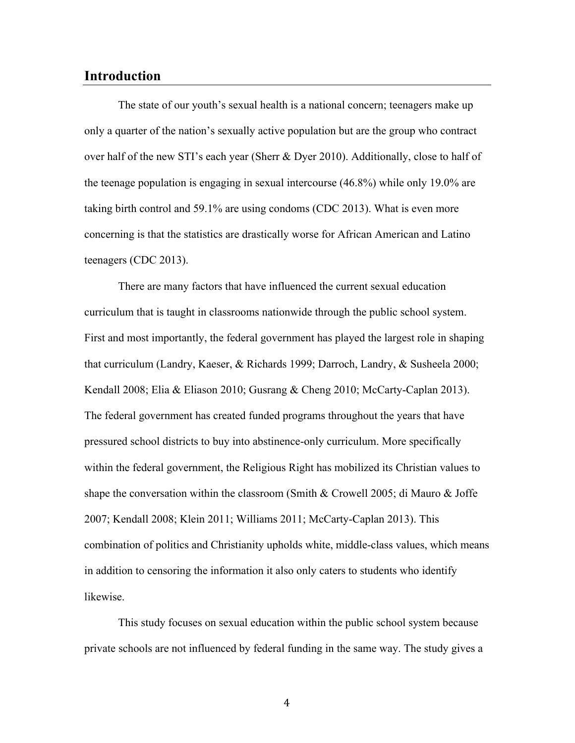## Introduction

The state of our youth's sexual health is a national concern; teenagers make up only a quarter of the nation's sexually active population but are the group who contract over half of the new STI's each year (Sherr & Dyer 2010). Additionally, close to half of the teenage population is engaging in sexual intercourse (46.8%) while only 19.0% are taking birth control and 59.1% are using condoms (CDC 2013). What is even more concerning is that the statistics are drastically worse for African American and Latino teenagers (CDC 2013).

There are many factors that have influenced the current sexual education curriculum that is taught in classrooms nationwide through the public school system. First and most importantly, the federal government has played the largest role in shaping that curriculum (Landry, Kaeser, & Richards 1999; Darroch, Landry, & Susheela 2000; Kendall 2008; Elia & Eliason 2010; Gusrang & Cheng 2010; McCarty-Caplan 2013). The federal government has created funded programs throughout the years that have pressured school districts to buy into abstinence-only curriculum. More specifically within the federal government, the Religious Right has mobilized its Christian values to shape the conversation within the classroom (Smith & Crowell 2005; di Mauro & Joffe 2007; Kendall 2008; Klein 2011; Williams 2011; McCarty-Caplan 2013). This combination of politics and Christianity upholds white, middle-class values, which means in addition to censoring the information it also only caters to students who identify likewise.

This study focuses on sexual education within the public school system because private schools are not influenced by federal funding in the same way. The study gives a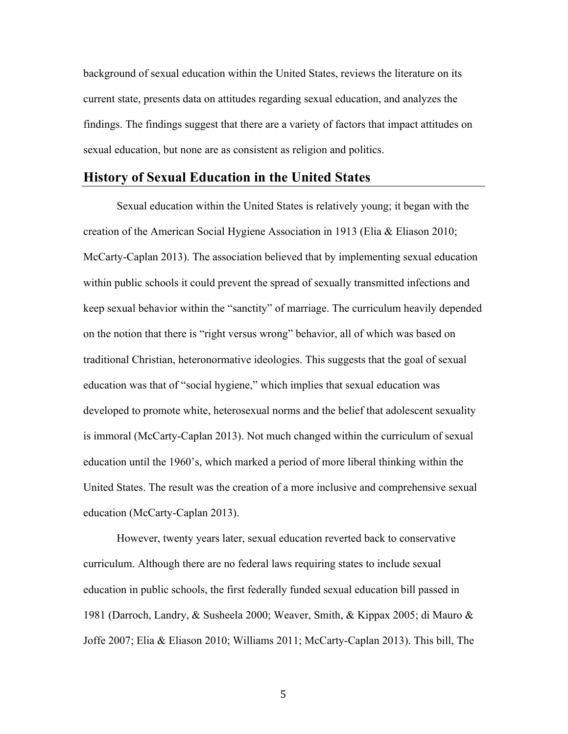background of sexual education within the United States, reviews the literature on its current state, presents data on attitudes regarding sexual education, and analyzes the findings. The findings suggest that there are a variety of factors that impact attitudes on sexual education, but none are as consistent as religion and politics.

## History of Sexual Education in the United States

Sexual education within the United States is relatively young; it began with the creation of the American Social Hygiene Association in 1913 (Elia & Eliason 2010; McCarty-Caplan 2013). The association believed that by implementing sexual education within public schools it could prevent the spread of sexually transmitted infections and keep sexual behavior within the "sanctity" of marriage. The curriculum heavily depended on the notion that there is "right versus wrong" behavior, all of which was based on traditional Christian, heteronormative ideologies. This suggests that the goal of sexual education was that of "social hygiene," which implies that sexual education was developed to promote white, heterosexual norms and the belief that adolescent sexuality is immoral (McCarty-Caplan 2013). Not much changed within the curriculum of sexual education until the 1960's, which marked a period of more liberal thinking within the United States. The result was the creation of a more inclusive and comprehensive sexual education (McCarty-Caplan 2013).

However, twenty years later, sexual education reverted back to conservative curriculum. Although there are no federal laws requiring states to include sexual education in public schools, the first federally funded sexual education bill passed in 1981 (Darroch, Landry, & Susheela 2000; Weaver, Smith, & Kippax 2005; di Mauro & Joffe 2007; Elia & Eliason 2010; Williams 2011; McCarty-Caplan 2013). This bill, The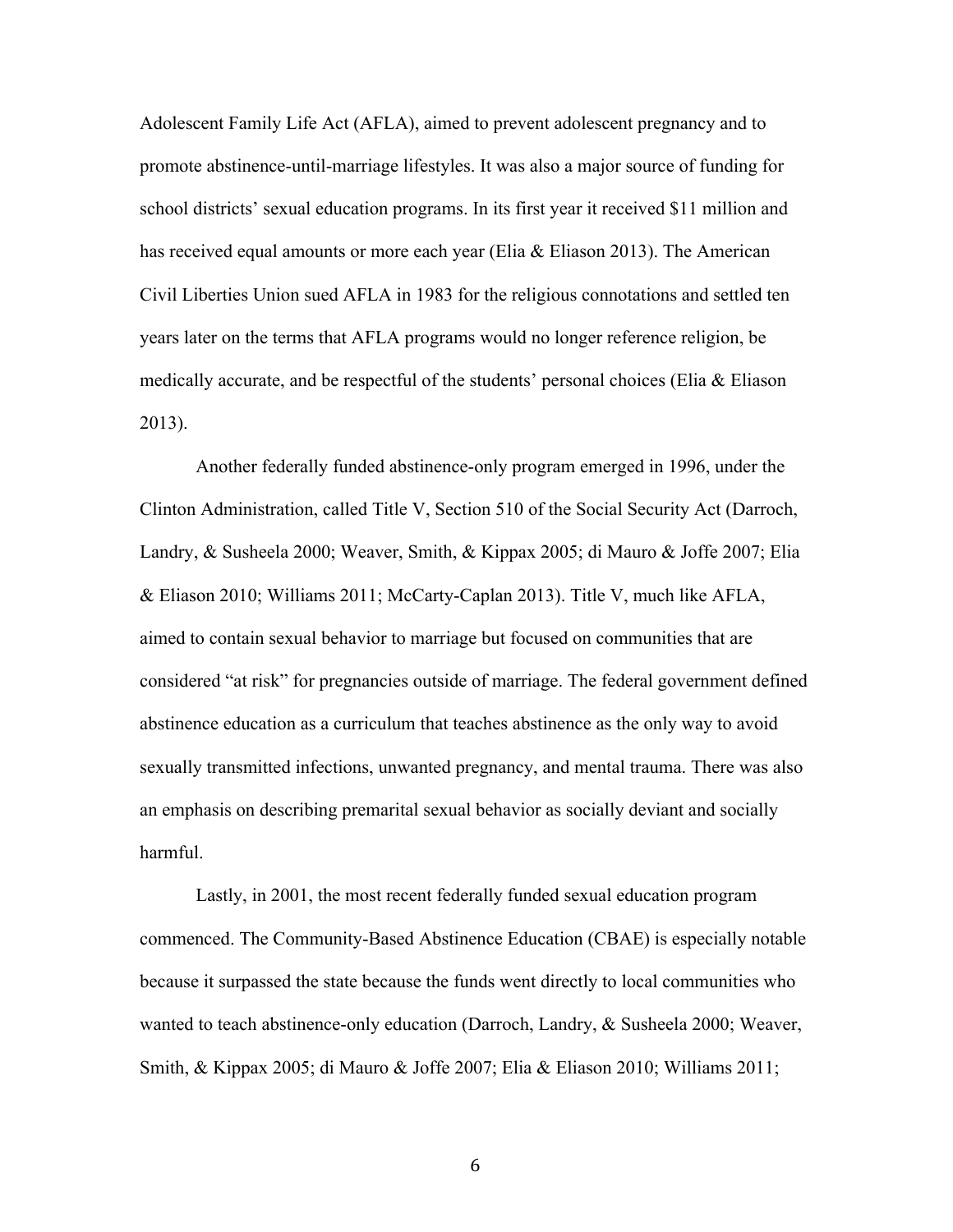Adolescent Family Life Act (AFLA), aimed to prevent adolescent pregnancy and to promote abstinence-until-marriage lifestyles. It was also a major source of funding for school districts' sexual education programs. In its first year it received $11 million and has received equal amounts or more each year (Elia & Eliason 2013). The American Civil Liberties Union sued AFLA in 1983 for the religious connotations and settled ten years later on the terms that AFLA programs would no longer reference religion, be medically accurate, and be respectful of the students' personal choices (Elia & Eliason 2013).

Another federally funded abstinence-only program emerged in 1996, under the Clinton Administration, called Title V, Section 510 of the Social Security Act (Darroch, Landry, & Susheela 2000; Weaver, Smith, & Kippax 2005; di Mauro & Joffe 2007; Elia & Eliason 2010; Williams 2011; McCarty-Caplan 2013). Title V, much like AFLA, aimed to contain sexual behavior to marriage but focused on communities that are considered "at risk" for pregnancies outside of marriage. The federal government defined abstinence education as a curriculum that teaches abstinence as the only way to avoid sexually transmitted infections, unwanted pregnancy, and mental trauma. There was also an emphasis on describing premarital sexual behavior as socially deviant and socially harmful.

Lastly, in 2001, the most recent federally funded sexual education program commenced. The Community-Based Abstinence Education (CBAE) is especially notable because it surpassed the state because the funds went directly to local communities who wanted to teach abstinence-only education (Darroch, Landry, & Susheela 2000; Weaver, Smith, & Kippax 2005; di Mauro & Joffe 2007; Elia & Eliason 2010; Williams 2011;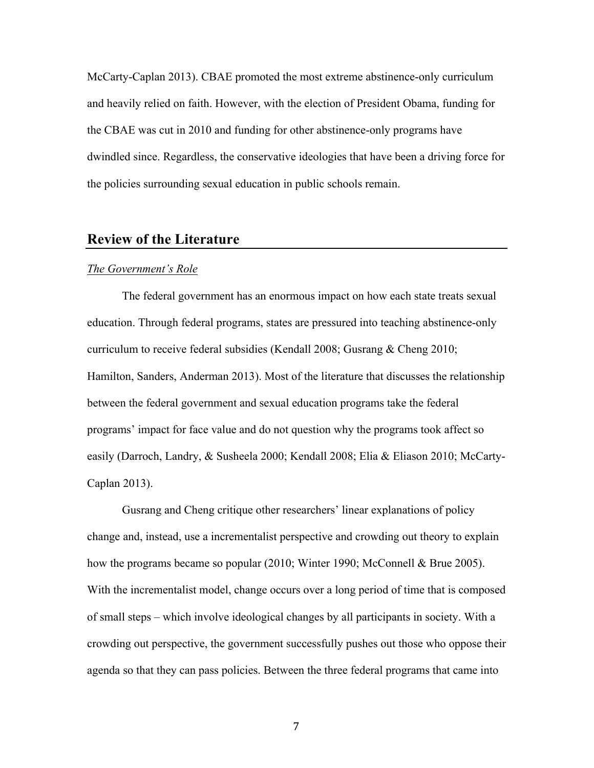McCarty-Caplan 2013). CBAE promoted the most extreme abstinence-only curriculum and heavily relied on faith. However, with the election of President Obama, funding for the CBAE was cut in 2010 and funding for other abstinence-only programs have dwindled since. Regardless, the conservative ideologies that have been a driving force for the policies surrounding sexual education in public schools remain.

## Review of the Literature

### *The Government's Role*

The federal government has an enormous impact on how each state treats sexual education. Through federal programs, states are pressured into teaching abstinence-only curriculum to receive federal subsidies (Kendall 2008; Gusrang & Cheng 2010; Hamilton, Sanders, Anderman 2013). Most of the literature that discusses the relationship between the federal government and sexual education programs take the federal programs' impact for face value and do not question why the programs took affect so easily (Darroch, Landry, & Susheela 2000; Kendall 2008; Elia & Eliason 2010; McCarty-Caplan 2013).

Gusrang and Cheng critique other researchers' linear explanations of policy change and, instead, use a incrementalist perspective and crowding out theory to explain how the programs became so popular (2010; Winter 1990; McConnell & Brue 2005). With the incrementalist model, change occurs over a long period of time that is composed of small steps – which involve ideological changes by all participants in society. With a crowding out perspective, the government successfully pushes out those who oppose their agenda so that they can pass policies. Between the three federal programs that came into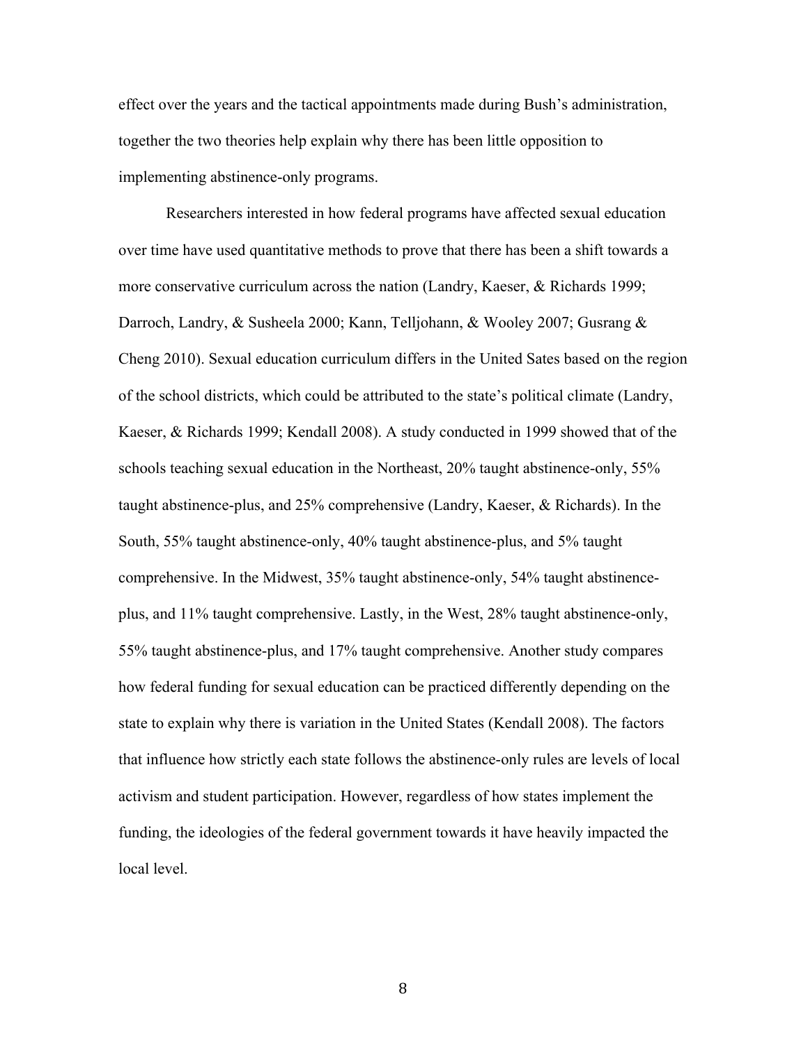effect over the years and the tactical appointments made during Bush's administration, together the two theories help explain why there has been little opposition to implementing abstinence-only programs.

Researchers interested in how federal programs have affected sexual education over time have used quantitative methods to prove that there has been a shift towards a more conservative curriculum across the nation (Landry, Kaeser, & Richards 1999; Darroch, Landry, & Susheela 2000; Kann, Telljohann, & Wooley 2007; Gusrang & Cheng 2010). Sexual education curriculum differs in the United Sates based on the region of the school districts, which could be attributed to the state's political climate (Landry, Kaeser, & Richards 1999; Kendall 2008). A study conducted in 1999 showed that of the schools teaching sexual education in the Northeast, 20% taught abstinence-only, 55% taught abstinence-plus, and 25% comprehensive (Landry, Kaeser, & Richards). In the South, 55% taught abstinence-only, 40% taught abstinence-plus, and 5% taught comprehensive. In the Midwest, 35% taught abstinence-only, 54% taught abstinence-plus, and 11% taught comprehensive. Lastly, in the West, 28% taught abstinence-only, 55% taught abstinence-plus, and 17% taught comprehensive. Another study compares how federal funding for sexual education can be practiced differently depending on the state to explain why there is variation in the United States (Kendall 2008). The factors that influence how strictly each state follows the abstinence-only rules are levels of local activism and student participation. However, regardless of how states implement the funding, the ideologies of the federal government towards it have heavily impacted the local level.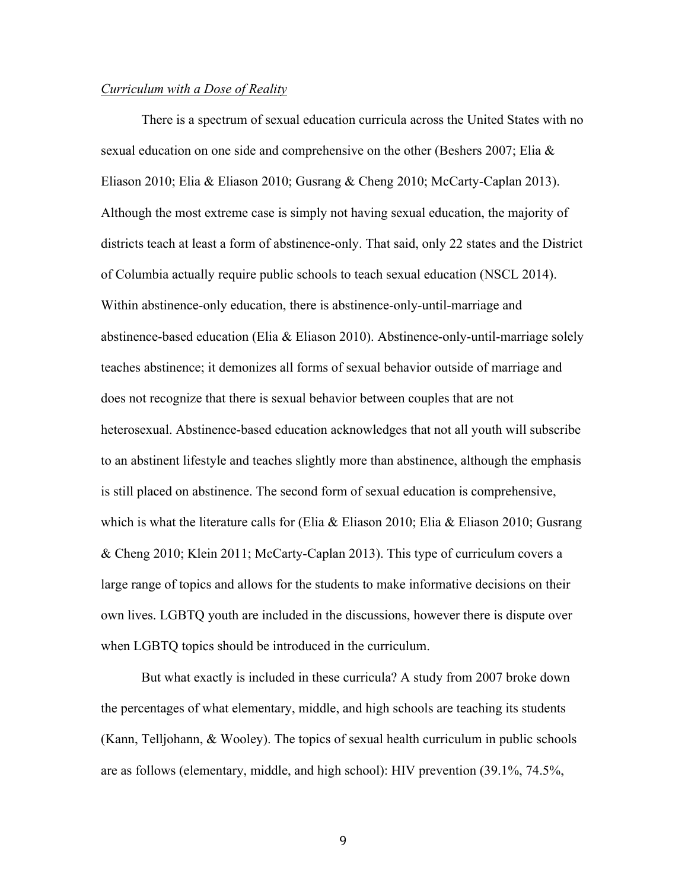*Curriculum with a Dose of Reality*

There is a spectrum of sexual education curricula across the United States with no sexual education on one side and comprehensive on the other (Beshers 2007; Elia & Eliason 2010; Elia & Eliason 2010; Gusrang & Cheng 2010; McCarty-Caplan 2013). Although the most extreme case is simply not having sexual education, the majority of districts teach at least a form of abstinence-only. That said, only 22 states and the District of Columbia actually require public schools to teach sexual education (NSCL 2014). Within abstinence-only education, there is abstinence-only-until-marriage and abstinence-based education (Elia & Eliason 2010). Abstinence-only-until-marriage solely teaches abstinence; it demonizes all forms of sexual behavior outside of marriage and does not recognize that there is sexual behavior between couples that are not heterosexual. Abstinence-based education acknowledges that not all youth will subscribe to an abstinent lifestyle and teaches slightly more than abstinence, although the emphasis is still placed on abstinence. The second form of sexual education is comprehensive, which is what the literature calls for (Elia & Eliason 2010; Elia & Eliason 2010; Gusrang & Cheng 2010; Klein 2011; McCarty-Caplan 2013). This type of curriculum covers a large range of topics and allows for the students to make informative decisions on their own lives. LGBTQ youth are included in the discussions, however there is dispute over when LGBTQ topics should be introduced in the curriculum.

But what exactly is included in these curricula? A study from 2007 broke down the percentages of what elementary, middle, and high schools are teaching its students (Kann, Telljohann, & Wooley). The topics of sexual health curriculum in public schools are as follows (elementary, middle, and high school): HIV prevention (39.1%, 74.5%,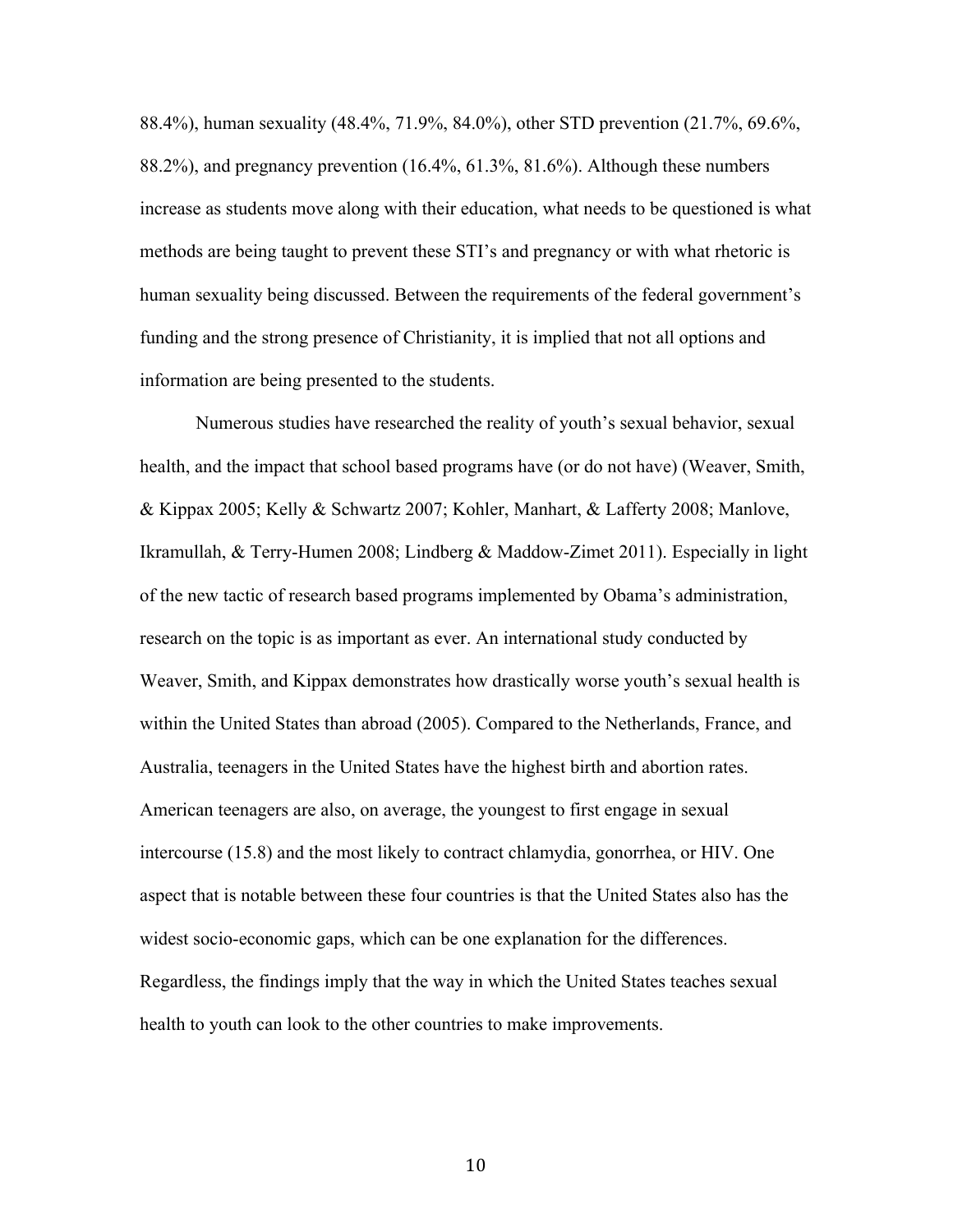88.4%), human sexuality (48.4%, 71.9%, 84.0%), other STD prevention (21.7%, 69.6%, 88.2%), and pregnancy prevention (16.4%, 61.3%, 81.6%). Although these numbers increase as students move along with their education, what needs to be questioned is what methods are being taught to prevent these STI's and pregnancy or with what rhetoric is human sexuality being discussed. Between the requirements of the federal government's funding and the strong presence of Christianity, it is implied that not all options and information are being presented to the students.

Numerous studies have researched the reality of youth's sexual behavior, sexual health, and the impact that school based programs have (or do not have) (Weaver, Smith, & Kippax 2005; Kelly & Schwartz 2007; Kohler, Manhart, & Lafferty 2008; Manlove, Ikramullah, & Terry-Humen 2008; Lindberg & Maddow-Zimet 2011). Especially in light of the new tactic of research based programs implemented by Obama's administration, research on the topic is as important as ever. An international study conducted by Weaver, Smith, and Kippax demonstrates how drastically worse youth's sexual health is within the United States than abroad (2005). Compared to the Netherlands, France, and Australia, teenagers in the United States have the highest birth and abortion rates. American teenagers are also, on average, the youngest to first engage in sexual intercourse (15.8) and the most likely to contract chlamydia, gonorrhea, or HIV. One aspect that is notable between these four countries is that the United States also has the widest socio-economic gaps, which can be one explanation for the differences. Regardless, the findings imply that the way in which the United States teaches sexual health to youth can look to the other countries to make improvements.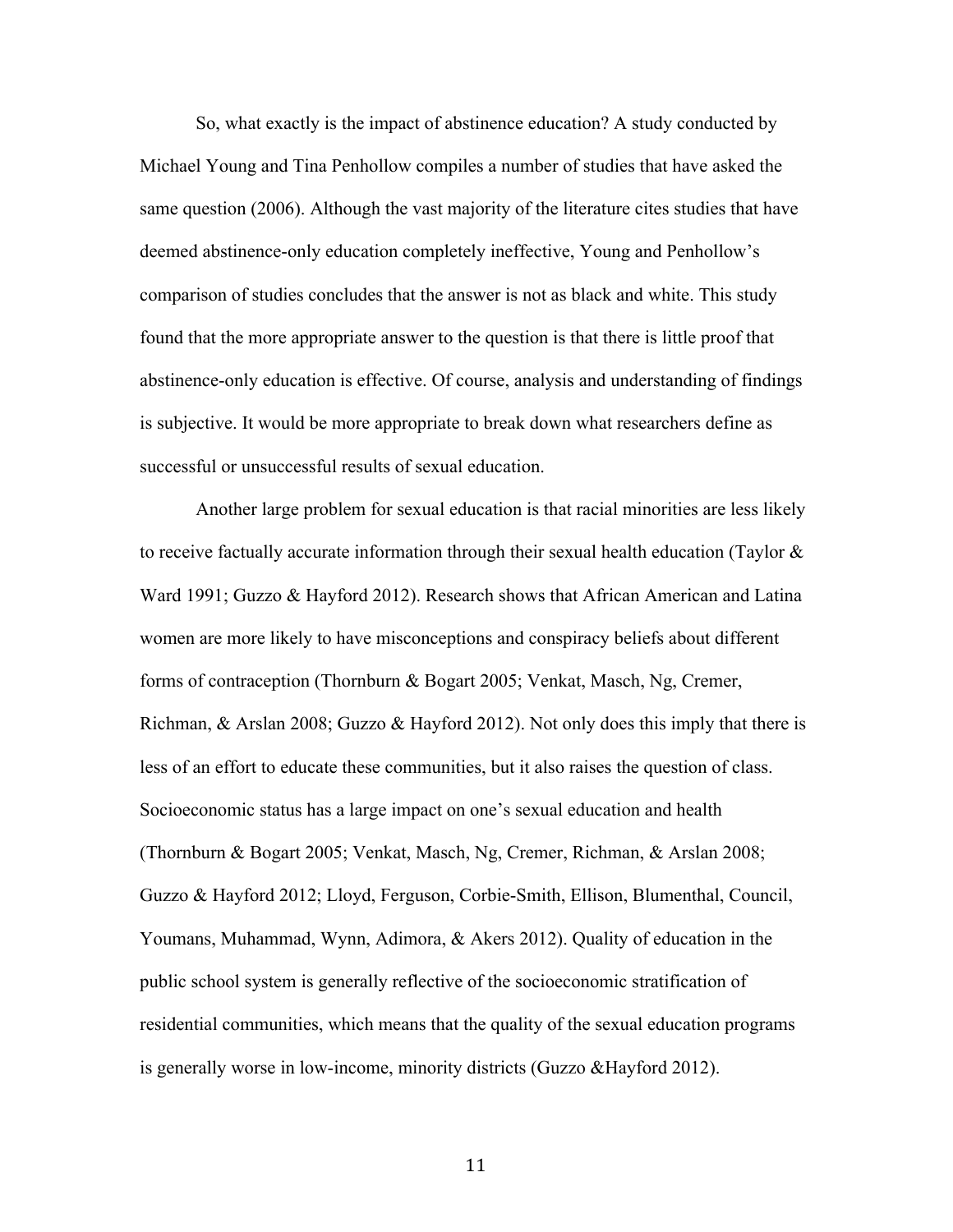So, what exactly is the impact of abstinence education? A study conducted by Michael Young and Tina Penhollow compiles a number of studies that have asked the same question (2006). Although the vast majority of the literature cites studies that have deemed abstinence-only education completely ineffective, Young and Penhollow's comparison of studies concludes that the answer is not as black and white. This study found that the more appropriate answer to the question is that there is little proof that abstinence-only education is effective. Of course, analysis and understanding of findings is subjective. It would be more appropriate to break down what researchers define as successful or unsuccessful results of sexual education.

Another large problem for sexual education is that racial minorities are less likely to receive factually accurate information through their sexual health education (Taylor & Ward 1991; Guzzo & Hayford 2012). Research shows that African American and Latina women are more likely to have misconceptions and conspiracy beliefs about different forms of contraception (Thornburn & Bogart 2005; Venkat, Masch, Ng, Cremer, Richman, & Arslan 2008; Guzzo & Hayford 2012). Not only does this imply that there is less of an effort to educate these communities, but it also raises the question of class. Socioeconomic status has a large impact on one's sexual education and health (Thornburn & Bogart 2005; Venkat, Masch, Ng, Cremer, Richman, & Arslan 2008; Guzzo & Hayford 2012; Lloyd, Ferguson, Corbie-Smith, Ellison, Blumenthal, Council, Youmans, Muhammad, Wynn, Adimora, & Akers 2012). Quality of education in the public school system is generally reflective of the socioeconomic stratification of residential communities, which means that the quality of the sexual education programs is generally worse in low-income, minority districts (Guzzo &Hayford 2012).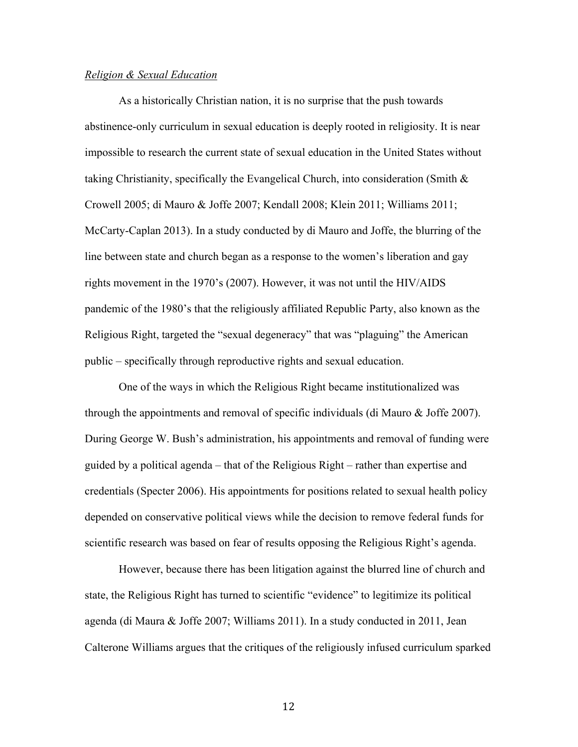*Religion & Sexual Education*

As a historically Christian nation, it is no surprise that the push towards abstinence-only curriculum in sexual education is deeply rooted in religiosity. It is near impossible to research the current state of sexual education in the United States without taking Christianity, specifically the Evangelical Church, into consideration (Smith & Crowell 2005; di Mauro & Joffe 2007; Kendall 2008; Klein 2011; Williams 2011; McCarty-Caplan 2013). In a study conducted by di Mauro and Joffe, the blurring of the line between state and church began as a response to the women's liberation and gay rights movement in the 1970's (2007). However, it was not until the HIV/AIDS pandemic of the 1980's that the religiously affiliated Republic Party, also known as the Religious Right, targeted the "sexual degeneracy" that was "plaguing" the American public – specifically through reproductive rights and sexual education.

One of the ways in which the Religious Right became institutionalized was through the appointments and removal of specific individuals (di Mauro & Joffe 2007). During George W. Bush's administration, his appointments and removal of funding were guided by a political agenda – that of the Religious Right – rather than expertise and credentials (Specter 2006). His appointments for positions related to sexual health policy depended on conservative political views while the decision to remove federal funds for scientific research was based on fear of results opposing the Religious Right's agenda.

However, because there has been litigation against the blurred line of church and state, the Religious Right has turned to scientific "evidence" to legitimize its political agenda (di Maura & Joffe 2007; Williams 2011). In a study conducted in 2011, Jean Calterone Williams argues that the critiques of the religiously infused curriculum sparked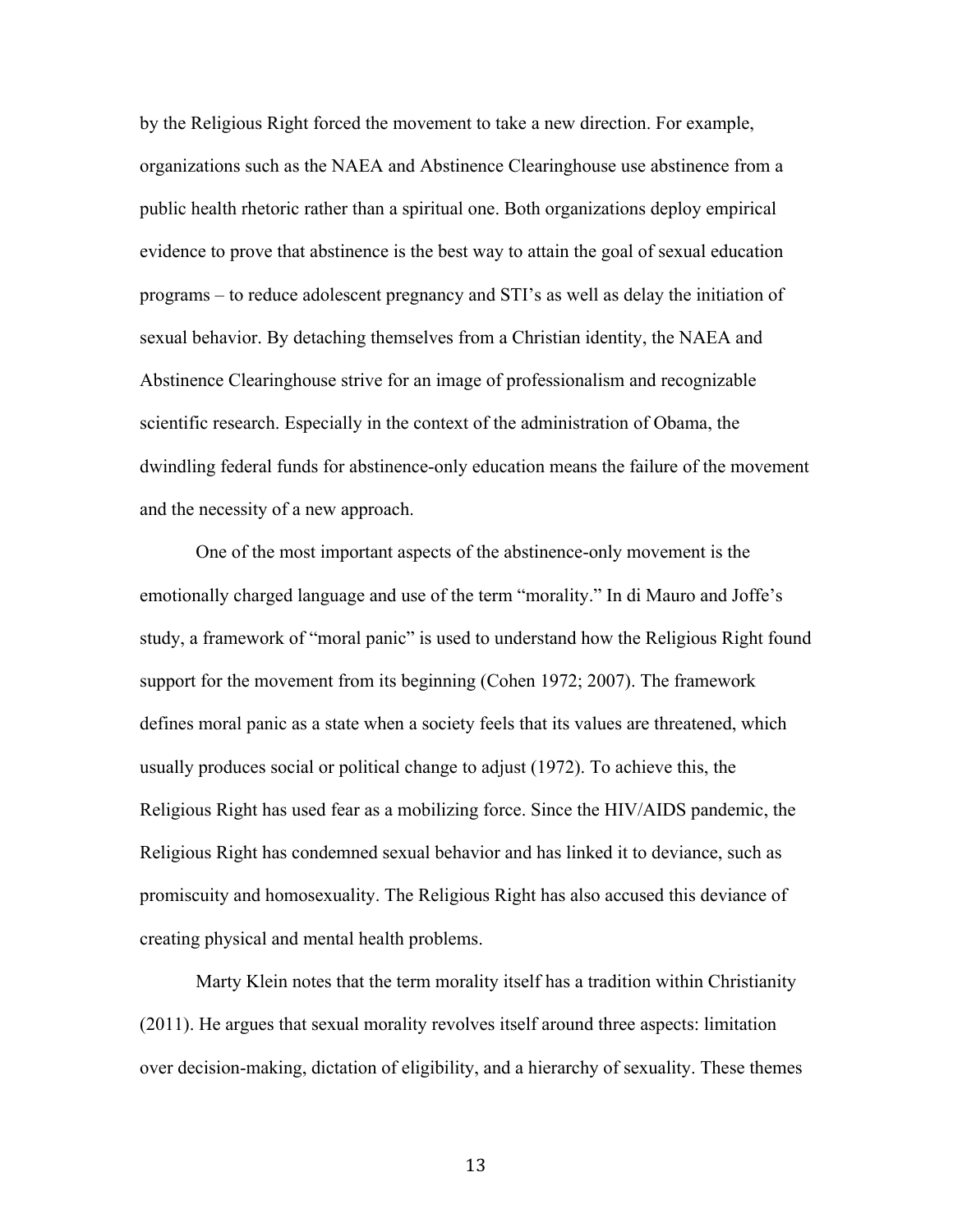by the Religious Right forced the movement to take a new direction. For example, organizations such as the NAEA and Abstinence Clearinghouse use abstinence from a public health rhetoric rather than a spiritual one. Both organizations deploy empirical evidence to prove that abstinence is the best way to attain the goal of sexual education programs – to reduce adolescent pregnancy and STI's as well as delay the initiation of sexual behavior. By detaching themselves from a Christian identity, the NAEA and Abstinence Clearinghouse strive for an image of professionalism and recognizable scientific research. Especially in the context of the administration of Obama, the dwindling federal funds for abstinence-only education means the failure of the movement and the necessity of a new approach.

One of the most important aspects of the abstinence-only movement is the emotionally charged language and use of the term "morality." In di Mauro and Joffe's study, a framework of "moral panic" is used to understand how the Religious Right found support for the movement from its beginning (Cohen 1972; 2007). The framework defines moral panic as a state when a society feels that its values are threatened, which usually produces social or political change to adjust (1972). To achieve this, the Religious Right has used fear as a mobilizing force. Since the HIV/AIDS pandemic, the Religious Right has condemned sexual behavior and has linked it to deviance, such as promiscuity and homosexuality. The Religious Right has also accused this deviance of creating physical and mental health problems.

Marty Klein notes that the term morality itself has a tradition within Christianity (2011). He argues that sexual morality revolves itself around three aspects: limitation over decision-making, dictation of eligibility, and a hierarchy of sexuality. These themes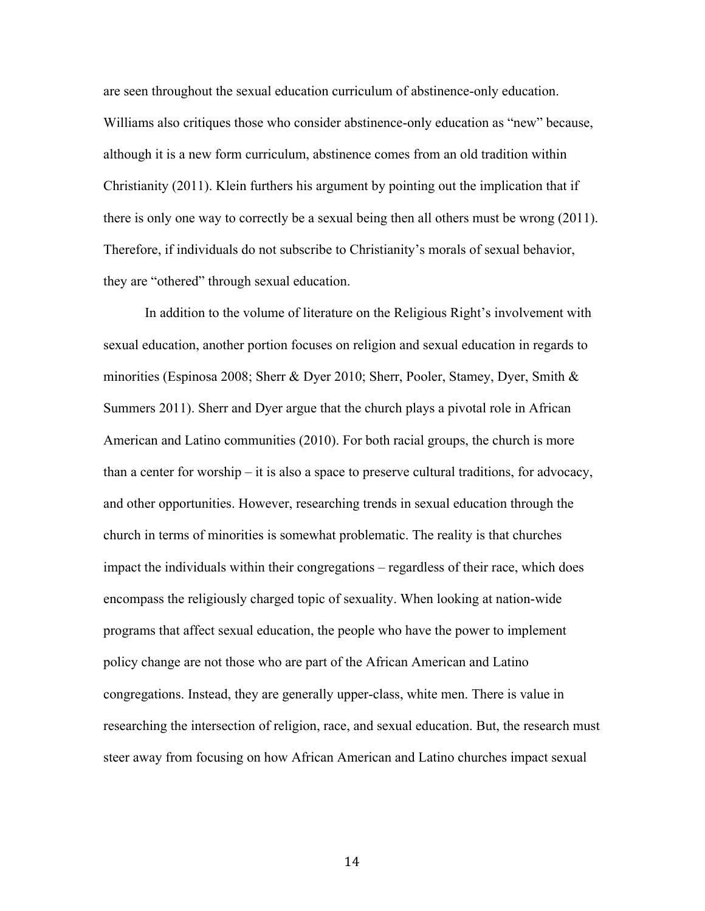are seen throughout the sexual education curriculum of abstinence-only education. Williams also critiques those who consider abstinence-only education as "new" because, although it is a new form curriculum, abstinence comes from an old tradition within Christianity (2011). Klein furthers his argument by pointing out the implication that if there is only one way to correctly be a sexual being then all others must be wrong (2011). Therefore, if individuals do not subscribe to Christianity's morals of sexual behavior, they are "othered" through sexual education.

In addition to the volume of literature on the Religious Right's involvement with sexual education, another portion focuses on religion and sexual education in regards to minorities (Espinosa 2008; Sherr & Dyer 2010; Sherr, Pooler, Stamey, Dyer, Smith & Summers 2011). Sherr and Dyer argue that the church plays a pivotal role in African American and Latino communities (2010). For both racial groups, the church is more than a center for worship – it is also a space to preserve cultural traditions, for advocacy, and other opportunities. However, researching trends in sexual education through the church in terms of minorities is somewhat problematic. The reality is that churches impact the individuals within their congregations – regardless of their race, which does encompass the religiously charged topic of sexuality. When looking at nation-wide programs that affect sexual education, the people who have the power to implement policy change are not those who are part of the African American and Latino congregations. Instead, they are generally upper-class, white men. There is value in researching the intersection of religion, race, and sexual education. But, the research must steer away from focusing on how African American and Latino churches impact sexual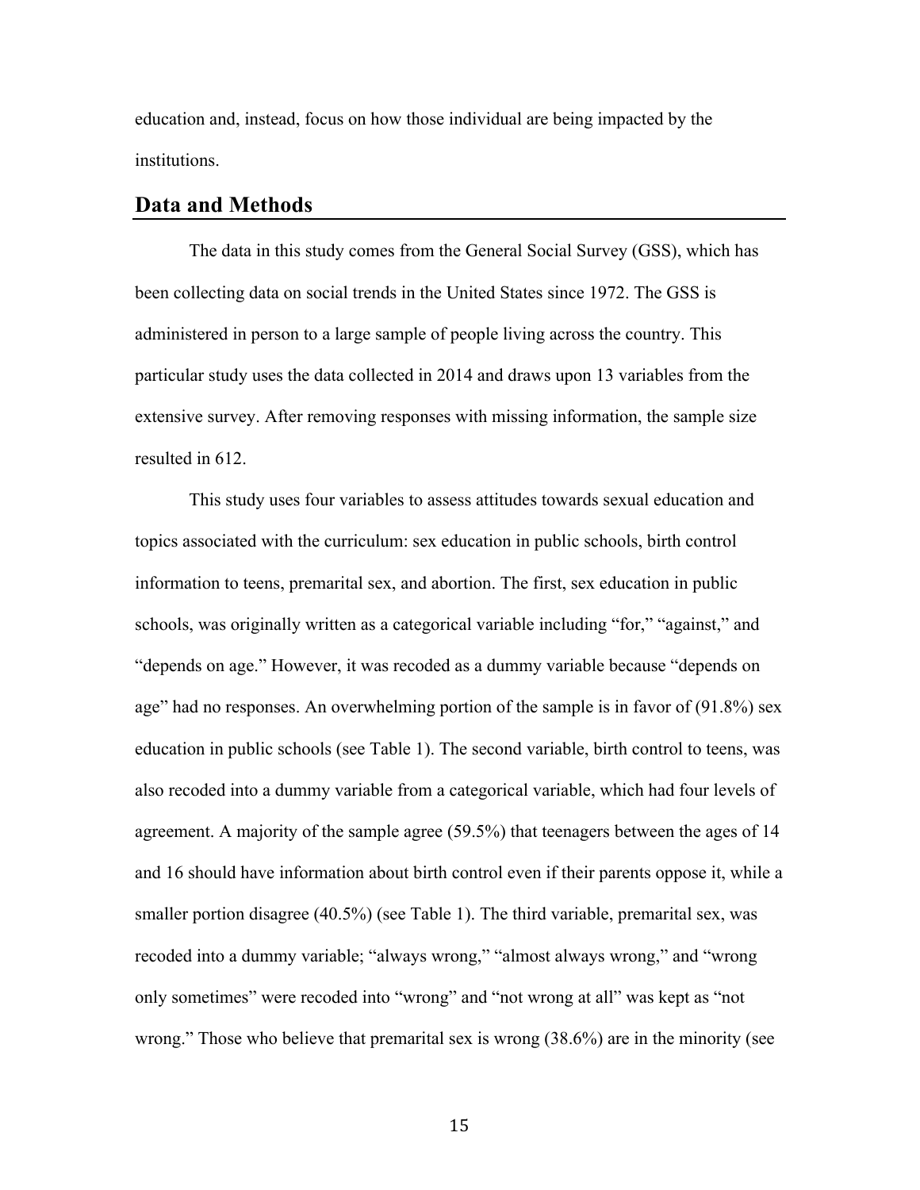education and, instead, focus on how those individual are being impacted by the institutions.

## Data and Methods

The data in this study comes from the General Social Survey (GSS), which has been collecting data on social trends in the United States since 1972. The GSS is administered in person to a large sample of people living across the country. This particular study uses the data collected in 2014 and draws upon 13 variables from the extensive survey. After removing responses with missing information, the sample size resulted in 612.

This study uses four variables to assess attitudes towards sexual education and topics associated with the curriculum: sex education in public schools, birth control information to teens, premarital sex, and abortion. The first, sex education in public schools, was originally written as a categorical variable including "for," "against," and "depends on age." However, it was recoded as a dummy variable because "depends on age" had no responses. An overwhelming portion of the sample is in favor of (91.8%) sex education in public schools (see Table 1). The second variable, birth control to teens, was also recoded into a dummy variable from a categorical variable, which had four levels of agreement. A majority of the sample agree (59.5%) that teenagers between the ages of 14 and 16 should have information about birth control even if their parents oppose it, while a smaller portion disagree (40.5%) (see Table 1). The third variable, premarital sex, was recoded into a dummy variable; "always wrong," "almost always wrong," and "wrong only sometimes" were recoded into "wrong" and "not wrong at all" was kept as "not wrong." Those who believe that premarital sex is wrong (38.6%) are in the minority (see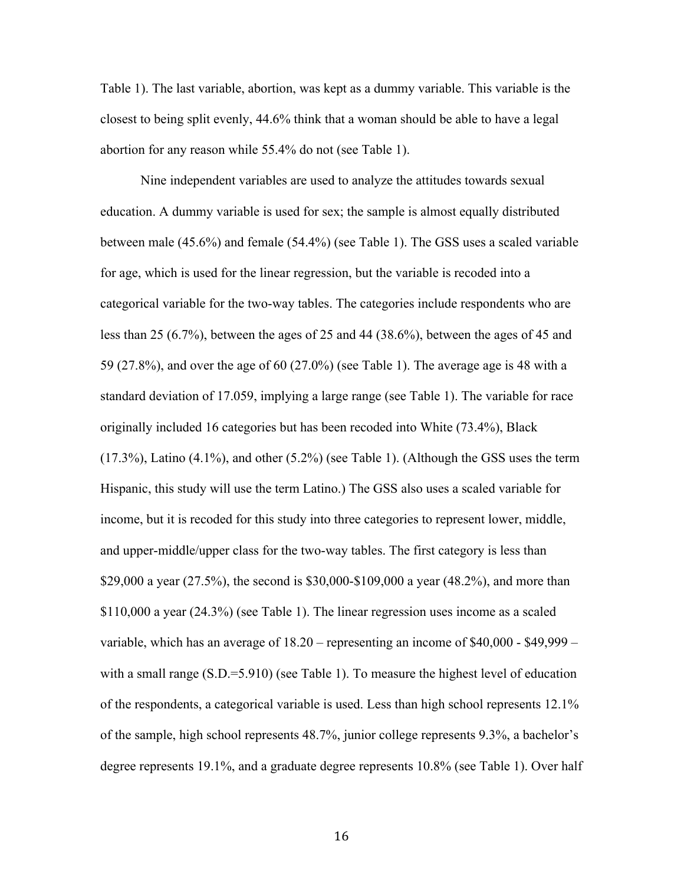Table 1). The last variable, abortion, was kept as a dummy variable. This variable is the closest to being split evenly, 44.6% think that a woman should be able to have a legal abortion for any reason while 55.4% do not (see Table 1).

Nine independent variables are used to analyze the attitudes towards sexual education. A dummy variable is used for sex; the sample is almost equally distributed between male (45.6%) and female (54.4%) (see Table 1). The GSS uses a scaled variable for age, which is used for the linear regression, but the variable is recoded into a categorical variable for the two-way tables. The categories include respondents who are less than 25 (6.7%), between the ages of 25 and 44 (38.6%), between the ages of 45 and 59 (27.8%), and over the age of 60 (27.0%) (see Table 1). The average age is 48 with a standard deviation of 17.059, implying a large range (see Table 1). The variable for race originally included 16 categories but has been recoded into White (73.4%), Black (17.3%), Latino (4.1%), and other (5.2%) (see Table 1). (Although the GSS uses the term Hispanic, this study will use the term Latino.) The GSS also uses a scaled variable for income, but it is recoded for this study into three categories to represent lower, middle, and upper-middle/upper class for the two-way tables. The first category is less than $29,000 a year (27.5%), the second is $30,000-$109,000 a year (48.2%), and more than $110,000 a year (24.3%) (see Table 1). The linear regression uses income as a scaled variable, which has an average of 18.20 – representing an income of $40,000 - $49,999 – with a small range (S.D.=5.910) (see Table 1). To measure the highest level of education of the respondents, a categorical variable is used. Less than high school represents 12.1% of the sample, high school represents 48.7%, junior college represents 9.3%, a bachelor's degree represents 19.1%, and a graduate degree represents 10.8% (see Table 1). Over half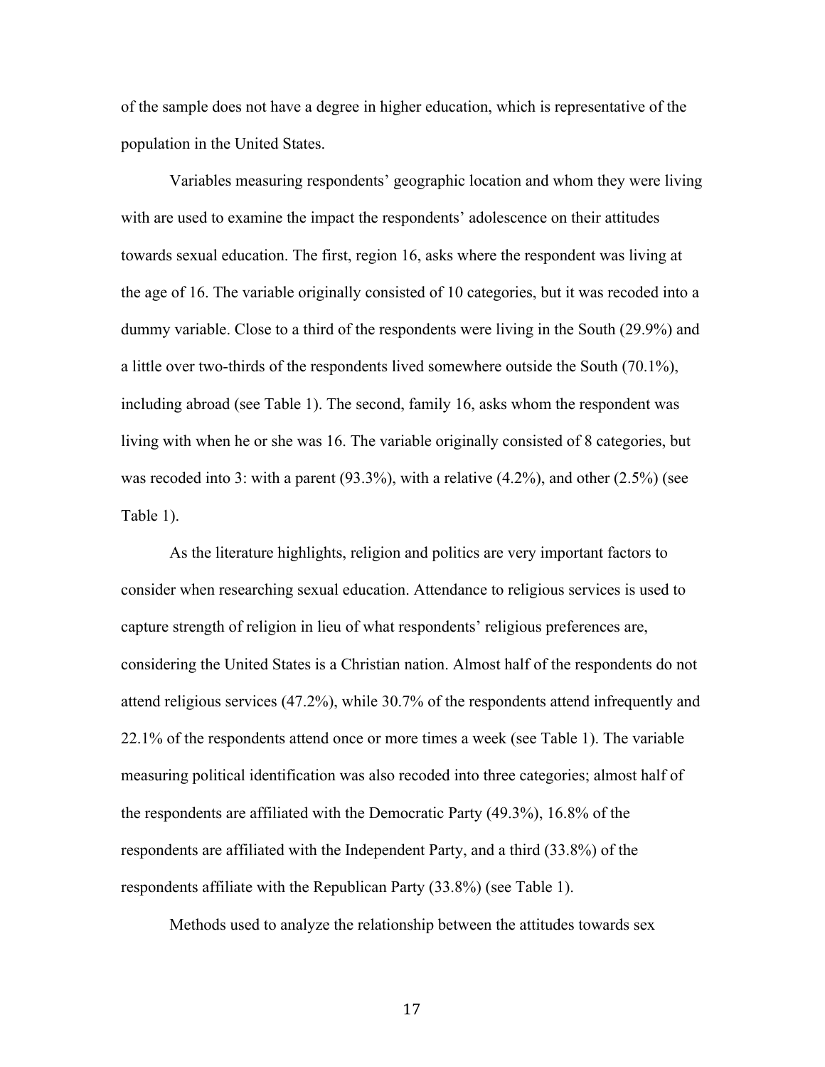of the sample does not have a degree in higher education, which is representative of the population in the United States.

Variables measuring respondents' geographic location and whom they were living with are used to examine the impact the respondents' adolescence on their attitudes towards sexual education. The first, region 16, asks where the respondent was living at the age of 16. The variable originally consisted of 10 categories, but it was recoded into a dummy variable. Close to a third of the respondents were living in the South (29.9%) and a little over two-thirds of the respondents lived somewhere outside the South (70.1%), including abroad (see Table 1). The second, family 16, asks whom the respondent was living with when he or she was 16. The variable originally consisted of 8 categories, but was recoded into 3: with a parent (93.3%), with a relative (4.2%), and other (2.5%) (see Table 1).

As the literature highlights, religion and politics are very important factors to consider when researching sexual education. Attendance to religious services is used to capture strength of religion in lieu of what respondents' religious preferences are, considering the United States is a Christian nation. Almost half of the respondents do not attend religious services (47.2%), while 30.7% of the respondents attend infrequently and 22.1% of the respondents attend once or more times a week (see Table 1). The variable measuring political identification was also recoded into three categories; almost half of the respondents are affiliated with the Democratic Party (49.3%), 16.8% of the respondents are affiliated with the Independent Party, and a third (33.8%) of the respondents affiliate with the Republican Party (33.8%) (see Table 1).

Methods used to analyze the relationship between the attitudes towards sex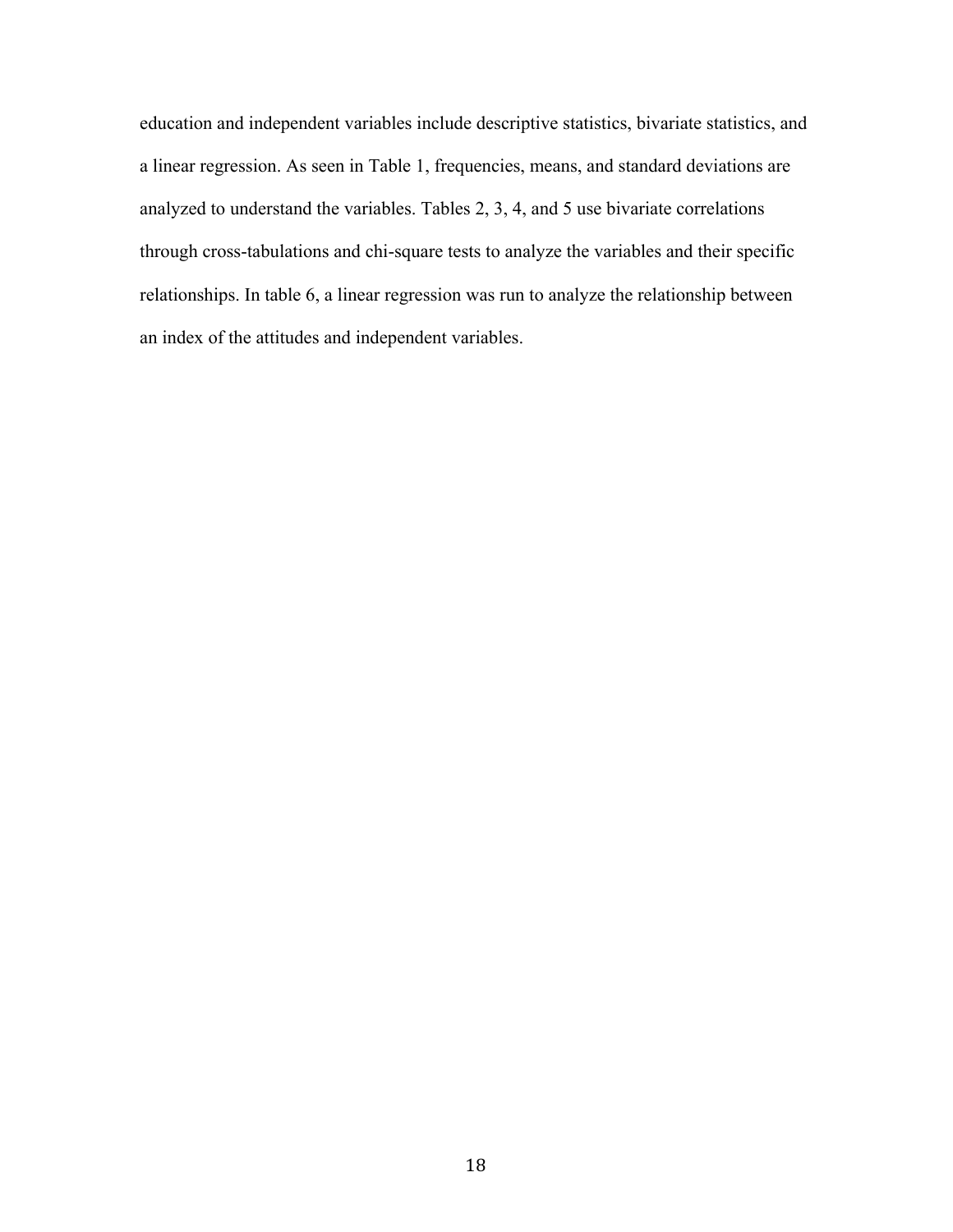education and independent variables include descriptive statistics, bivariate statistics, and a linear regression. As seen in Table 1, frequencies, means, and standard deviations are analyzed to understand the variables. Tables 2, 3, 4, and 5 use bivariate correlations through cross-tabulations and chi-square tests to analyze the variables and their specific relationships. In table 6, a linear regression was run to analyze the relationship between an index of the attitudes and independent variables.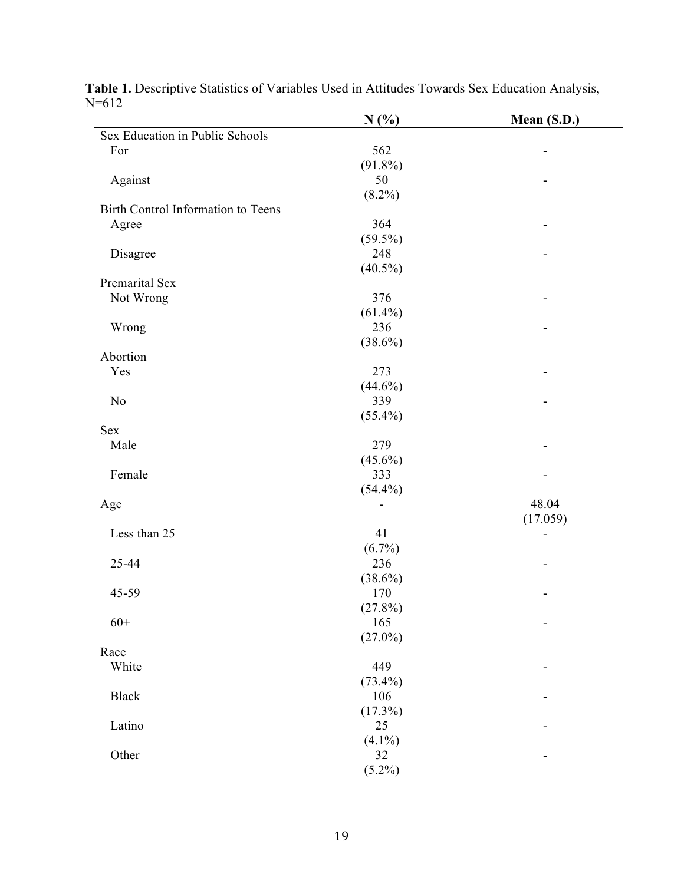**Table 1.** Descriptive Statistics of Variables Used in Attitudes Towards Sex Education Analysis, N=612

| | N (%) | Mean (S.D.) |
|---|---|---|
| Sex Education in Public Schools | | |
| For | 562 (91.8%) | - |
| Against | 50 (8.2%) | - |
| Birth Control Information to Teens | | |
| Agree | 364 (59.5%) | - |
| Disagree | 248 (40.5%) | - |
| Premarital Sex | | |
| Not Wrong | 376 (61.4%) | - |
| Wrong | 236 (38.6%) | - |
| Abortion | | |
| Yes | 273 (44.6%) | - |
| No | 339 (55.4%) | - |
| Sex | | |
| Male | 279 (45.6%) | - |
| Female | 333 (54.4%) | - |
| Age | - | 48.04 (17.059) |
| Less than 25 | 41 (6.7%) | - |
| 25-44 | 236 (38.6%) | - |
| 45-59 | 170 (27.8%) | - |
| 60+ | 165 (27.0%) | - |
| Race | | |
| White | 449 (73.4%) | - |
| Black | 106 (17.3%) | - |
| Latino | 25 (4.1%) | - |
| Other | 32 (5.2%) | - |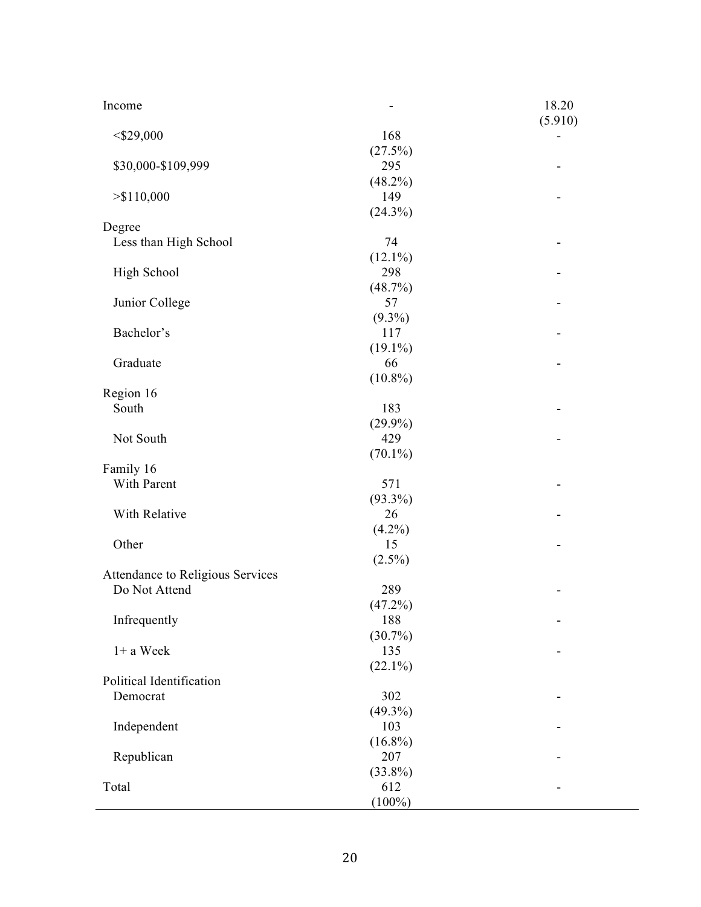| | | |
|---|---|---|
| Income | - | 18.20 (5.910) |
| <$29,000 | 168 (27.5%) | - |
| $30,000-$109,999 | 295 (48.2%) | - |
| >$110,000 | 149 (24.3%) | - |
| Degree | | |
| Less than High School | 74 (12.1%) | - |
| High School | 298 (48.7%) | - |
| Junior College | 57 (9.3%) | - |
| Bachelor's | 117 (19.1%) | - |
| Graduate | 66 (10.8%) | - |
| Region 16 | | |
| South | 183 (29.9%) | - |
| Not South | 429 (70.1%) | - |
| Family 16 | | |
| With Parent | 571 (93.3%) | - |
| With Relative | 26 (4.2%) | - |
| Other | 15 (2.5%) | - |
| Attendance to Religious Services | | |
| Do Not Attend | 289 (47.2%) | - |
| Infrequently | 188 (30.7%) | - |
| 1+ a Week | 135 (22.1%) | - |
| Political Identification | | |
| Democrat | 302 (49.3%) | - |
| Independent | 103 (16.8%) | - |
| Republican | 207 (33.8%) | - |
| Total | 612 (100%) | - |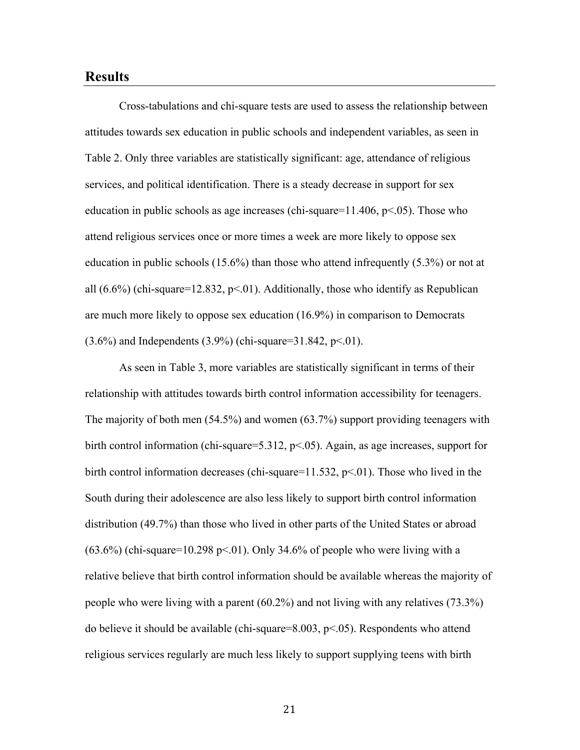## Results

Cross-tabulations and chi-square tests are used to assess the relationship between attitudes towards sex education in public schools and independent variables, as seen in Table 2. Only three variables are statistically significant: age, attendance of religious services, and political identification. There is a steady decrease in support for sex education in public schools as age increases (chi-square=11.406, $p<.05$). Those who attend religious services once or more times a week are more likely to oppose sex education in public schools (15.6%) than those who attend infrequently (5.3%) or not at all (6.6%) (chi-square=12.832, $p<.01$). Additionally, those who identify as Republican are much more likely to oppose sex education (16.9%) in comparison to Democrats (3.6%) and Independents (3.9%) (chi-square=31.842, $p<.01$).

As seen in Table 3, more variables are statistically significant in terms of their relationship with attitudes towards birth control information accessibility for teenagers. The majority of both men (54.5%) and women (63.7%) support providing teenagers with birth control information (chi-square=5.312, $p<.05$). Again, as age increases, support for birth control information decreases (chi-square=11.532, $p<.01$). Those who lived in the South during their adolescence are also less likely to support birth control information distribution (49.7%) than those who lived in other parts of the United States or abroad (63.6%) (chi-square=10.298 $p<.01$). Only 34.6% of people who were living with a relative believe that birth control information should be available whereas the majority of people who were living with a parent (60.2%) and not living with any relatives (73.3%) do believe it should be available (chi-square=8.003, $p<.05$). Respondents who attend religious services regularly are much less likely to support supplying teens with birth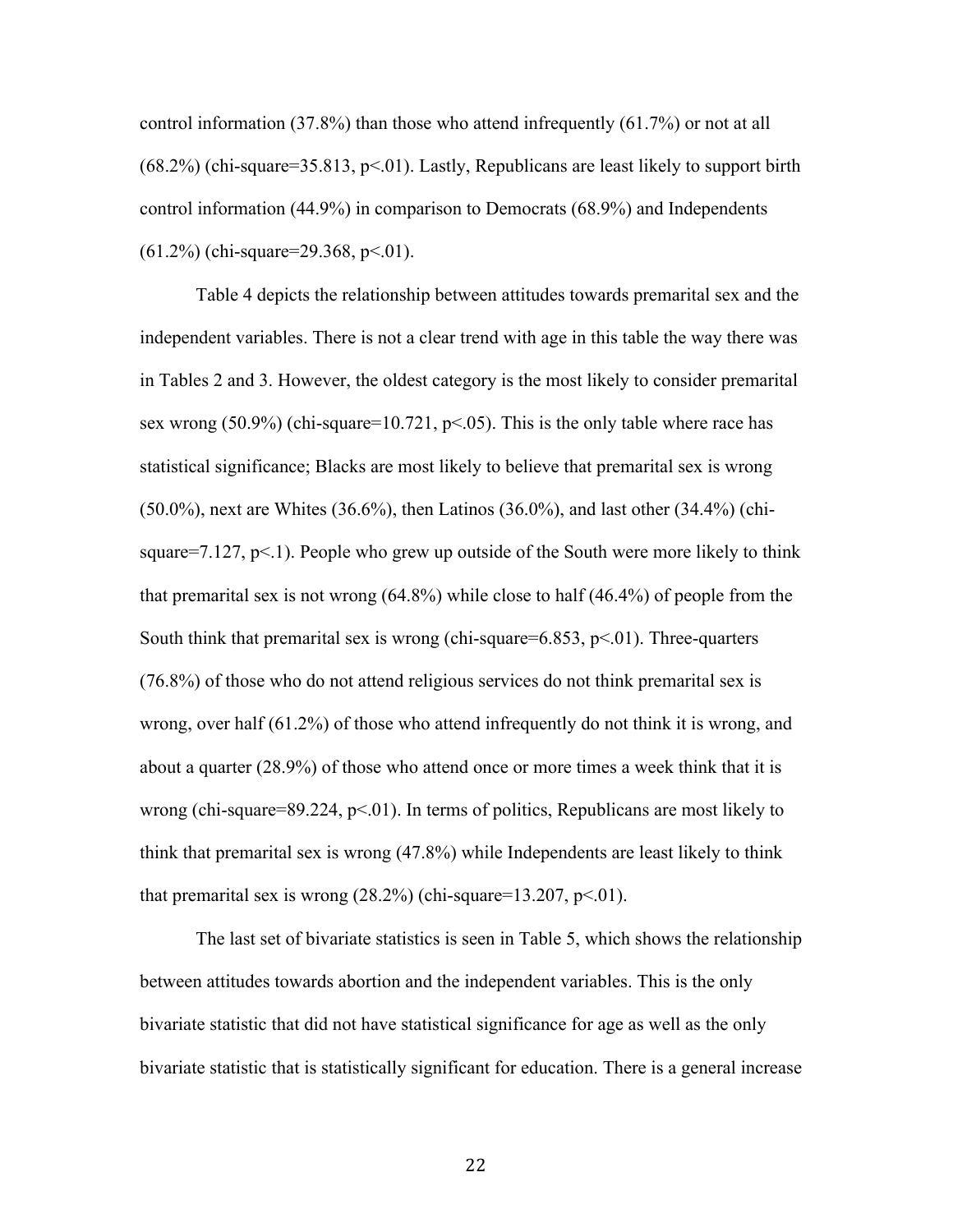control information (37.8%) than those who attend infrequently (61.7%) or not at all (68.2%) (chi-square=35.813, $p<.01$). Lastly, Republicans are least likely to support birth control information (44.9%) in comparison to Democrats (68.9%) and Independents (61.2%) (chi-square=29.368, $p<.01$).

Table 4 depicts the relationship between attitudes towards premarital sex and the independent variables. There is not a clear trend with age in this table the way there was in Tables 2 and 3. However, the oldest category is the most likely to consider premarital sex wrong (50.9%) (chi-square=10.721, $p<.05$). This is the only table where race has statistical significance; Blacks are most likely to believe that premarital sex is wrong (50.0%), next are Whites (36.6%), then Latinos (36.0%), and last other (34.4%) (chi-square=7.127, $p<.1$). People who grew up outside of the South were more likely to think that premarital sex is not wrong (64.8%) while close to half (46.4%) of people from the South think that premarital sex is wrong (chi-square=6.853, $p<.01$). Three-quarters (76.8%) of those who do not attend religious services do not think premarital sex is wrong, over half (61.2%) of those who attend infrequently do not think it is wrong, and about a quarter (28.9%) of those who attend once or more times a week think that it is wrong (chi-square=89.224, $p<.01$). In terms of politics, Republicans are most likely to think that premarital sex is wrong (47.8%) while Independents are least likely to think that premarital sex is wrong (28.2%) (chi-square=13.207, $p<.01$).

The last set of bivariate statistics is seen in Table 5, which shows the relationship between attitudes towards abortion and the independent variables. This is the only bivariate statistic that did not have statistical significance for age as well as the only bivariate statistic that is statistically significant for education. There is a general increase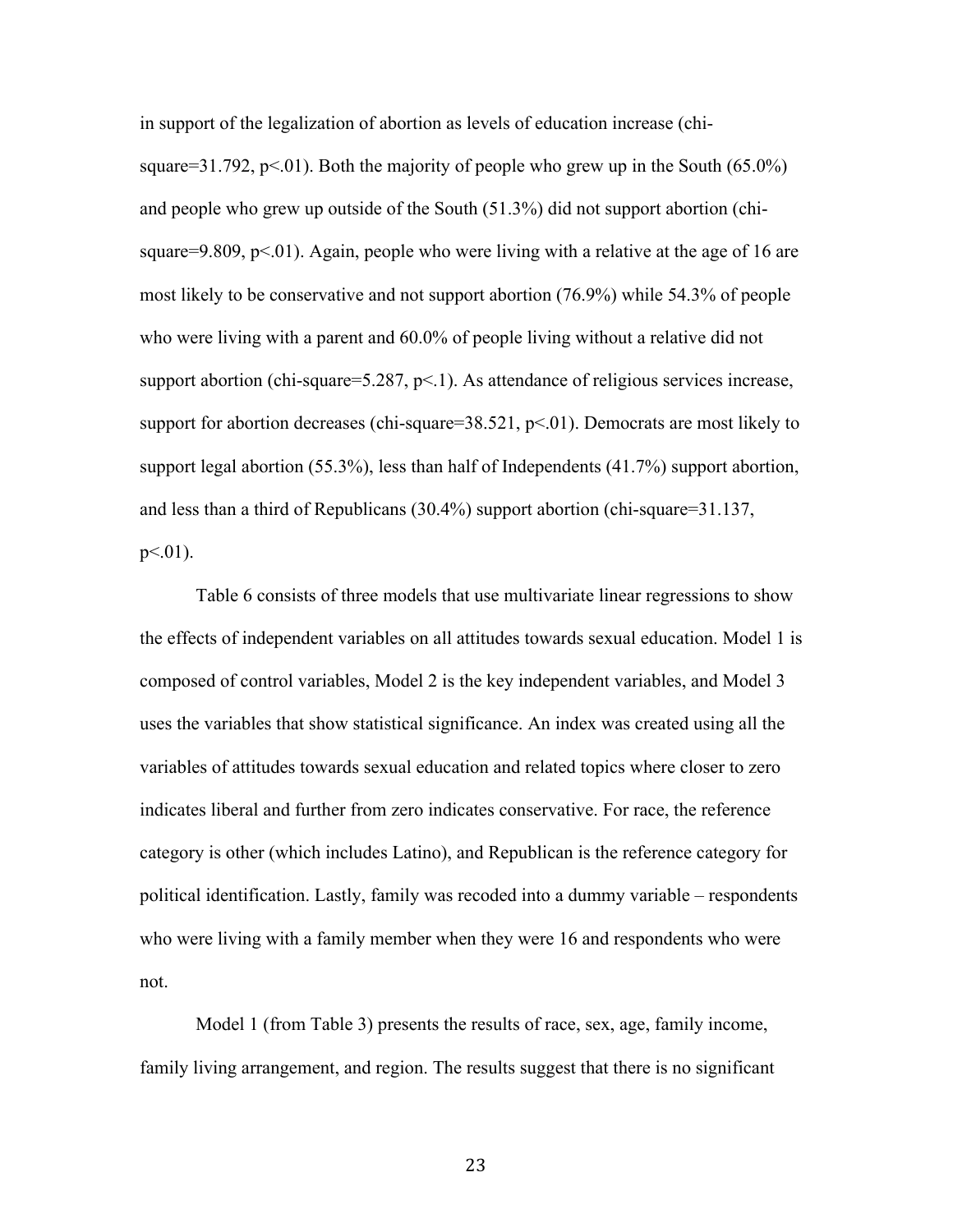in support of the legalization of abortion as levels of education increase (chi-square=31.792, $p<.01$). Both the majority of people who grew up in the South (65.0%) and people who grew up outside of the South (51.3%) did not support abortion (chi-square=9.809, $p<.01$). Again, people who were living with a relative at the age of 16 are most likely to be conservative and not support abortion (76.9%) while 54.3% of people who were living with a parent and 60.0% of people living without a relative did not support abortion (chi-square=5.287, $p<.1$). As attendance of religious services increase, support for abortion decreases (chi-square=38.521, $p<.01$). Democrats are most likely to support legal abortion (55.3%), less than half of Independents (41.7%) support abortion, and less than a third of Republicans (30.4%) support abortion (chi-square=31.137, $p<.01$).

Table 6 consists of three models that use multivariate linear regressions to show the effects of independent variables on all attitudes towards sexual education. Model 1 is composed of control variables, Model 2 is the key independent variables, and Model 3 uses the variables that show statistical significance. An index was created using all the variables of attitudes towards sexual education and related topics where closer to zero indicates liberal and further from zero indicates conservative. For race, the reference category is other (which includes Latino), and Republican is the reference category for political identification. Lastly, family was recoded into a dummy variable – respondents who were living with a family member when they were 16 and respondents who were not.

Model 1 (from Table 3) presents the results of race, sex, age, family income, family living arrangement, and region. The results suggest that there is no significant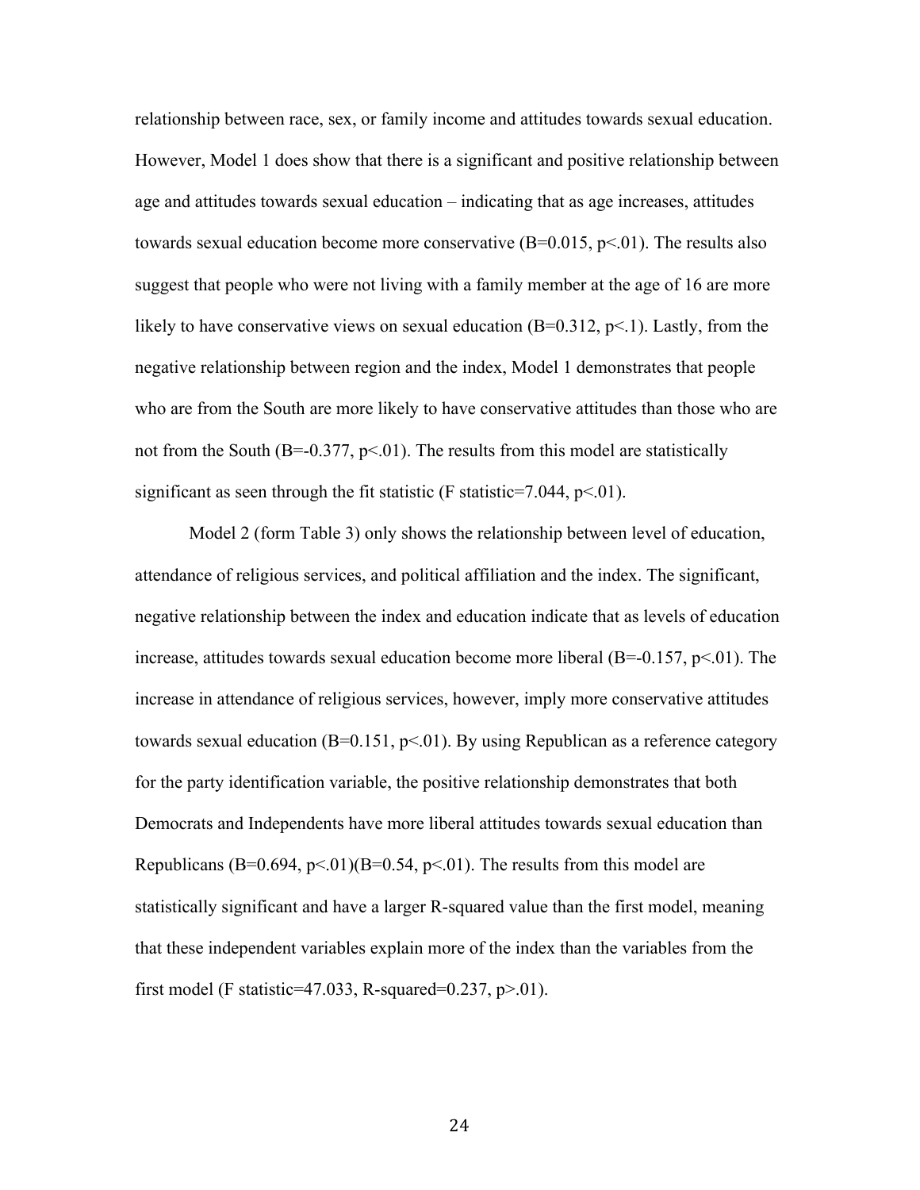relationship between race, sex, or family income and attitudes towards sexual education. However, Model 1 does show that there is a significant and positive relationship between age and attitudes towards sexual education – indicating that as age increases, attitudes towards sexual education become more conservative ($B=0.015$, $p<.01$). The results also suggest that people who were not living with a family member at the age of 16 are more likely to have conservative views on sexual education ($B=0.312$, $p<.1$). Lastly, from the negative relationship between region and the index, Model 1 demonstrates that people who are from the South are more likely to have conservative attitudes than those who are not from the South ($B=-0.377$, $p<.01$). The results from this model are statistically significant as seen through the fit statistic (F statistic=7.044, $p<.01$).

Model 2 (form Table 3) only shows the relationship between level of education, attendance of religious services, and political affiliation and the index. The significant, negative relationship between the index and education indicate that as levels of education increase, attitudes towards sexual education become more liberal ($B=-0.157$, $p<.01$). The increase in attendance of religious services, however, imply more conservative attitudes towards sexual education ($B=0.151$, $p<.01$). By using Republican as a reference category for the party identification variable, the positive relationship demonstrates that both Democrats and Independents have more liberal attitudes towards sexual education than Republicans ($B=0.694$, $p<.01$)($B=0.54$, $p<.01$). The results from this model are statistically significant and have a larger R-squared value than the first model, meaning that these independent variables explain more of the index than the variables from the first model (F statistic=47.033, R-squared=0.237, $p>.01$).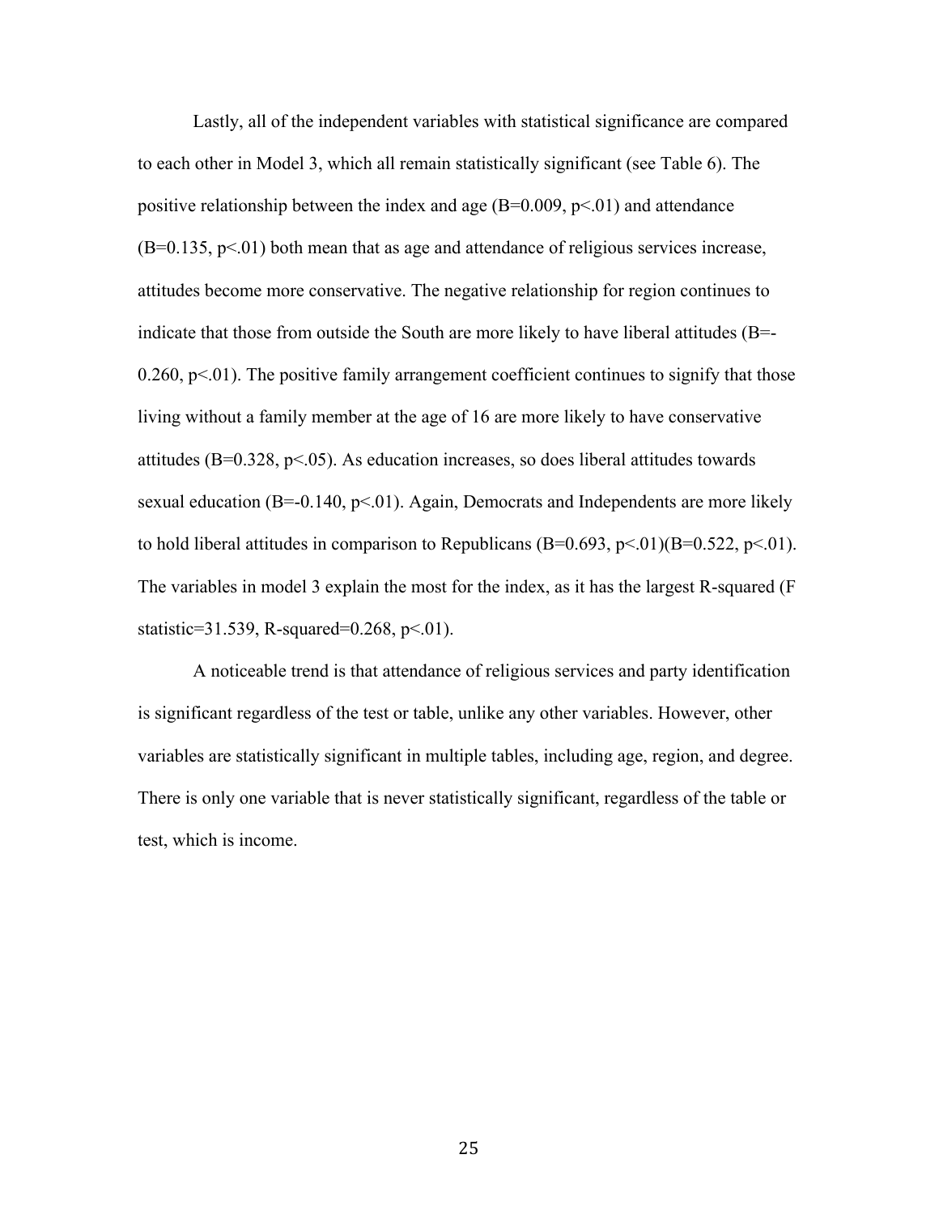Lastly, all of the independent variables with statistical significance are compared to each other in Model 3, which all remain statistically significant (see Table 6). The positive relationship between the index and age (B=0.009, $p<.01$) and attendance (B=0.135, $p<.01$) both mean that as age and attendance of religious services increase, attitudes become more conservative. The negative relationship for region continues to indicate that those from outside the South are more likely to have liberal attitudes (B=-0.260, $p<.01$). The positive family arrangement coefficient continues to signify that those living without a family member at the age of 16 are more likely to have conservative attitudes (B=0.328, $p<.05$). As education increases, so does liberal attitudes towards sexual education (B=-0.140, $p<.01$). Again, Democrats and Independents are more likely to hold liberal attitudes in comparison to Republicans (B=0.693, $p<.01$)(B=0.522, $p<.01$). The variables in model 3 explain the most for the index, as it has the largest R-squared (F statistic=31.539, R-squared=0.268, $p<.01$).

A noticeable trend is that attendance of religious services and party identification is significant regardless of the test or table, unlike any other variables. However, other variables are statistically significant in multiple tables, including age, region, and degree. There is only one variable that is never statistically significant, regardless of the table or test, which is income.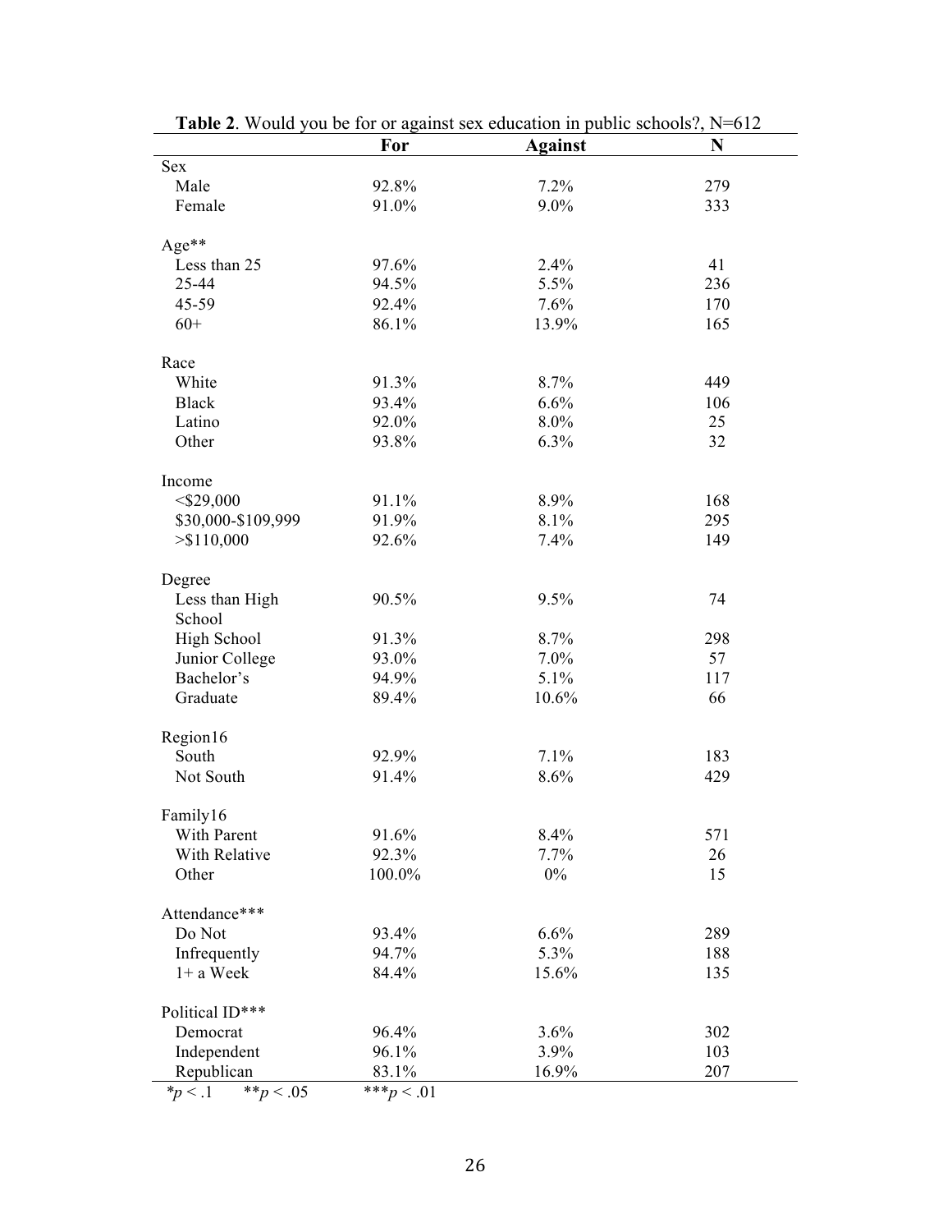**Table 2**. Would you be for or against sex education in public schools?, N=612

| | For | Against | N |
|---|---|---|---|
| Sex | | | |
| Male | 92.8% | 7.2% | 279 |
| Female | 91.0% | 9.0% | 333 |
| Age** | | | |
| Less than 25 | 97.6% | 2.4% | 41 |
| 25-44 | 94.5% | 5.5% | 236 |
| 45-59 | 92.4% | 7.6% | 170 |
| 60+ | 86.1% | 13.9% | 165 |
| Race | | | |
| White | 91.3% | 8.7% | 449 |
| Black | 93.4% | 6.6% | 106 |
| Latino | 92.0% | 8.0% | 25 |
| Other | 93.8% | 6.3% | 32 |
| Income | | | |
| <$29,000 | 91.1% | 8.9% | 168 |
| $30,000-$109,999 | 91.9% | 8.1% | 295 |
| >$110,000 | 92.6% | 7.4% | 149 |
| Degree | | | |
| Less than High School | 90.5% | 9.5% | 74 |
| High School | 91.3% | 8.7% | 298 |
| Junior College | 93.0% | 7.0% | 57 |
| Bachelor's | 94.9% | 5.1% | 117 |
| Graduate | 89.4% | 10.6% | 66 |
| Region16 | | | |
| South | 92.9% | 7.1% | 183 |
| Not South | 91.4% | 8.6% | 429 |
| Family16 | | | |
| With Parent | 91.6% | 8.4% | 571 |
| With Relative | 92.3% | 7.7% | 26 |
| Other | 100.0% | 0% | 15 |
| Attendance*** | | | |
| Do Not | 93.4% | 6.6% | 289 |
| Infrequently | 94.7% | 5.3% | 188 |
| 1+ a Week | 84.4% | 15.6% | 135 |
| Political ID*** | | | |
| Democrat | 96.4% | 3.6% | 302 |
| Independent | 96.1% | 3.9% | 103 |
| Republican | 83.1% | 16.9% | 207 |

*$p < .1$ **$p < .05$ ***$p < .01$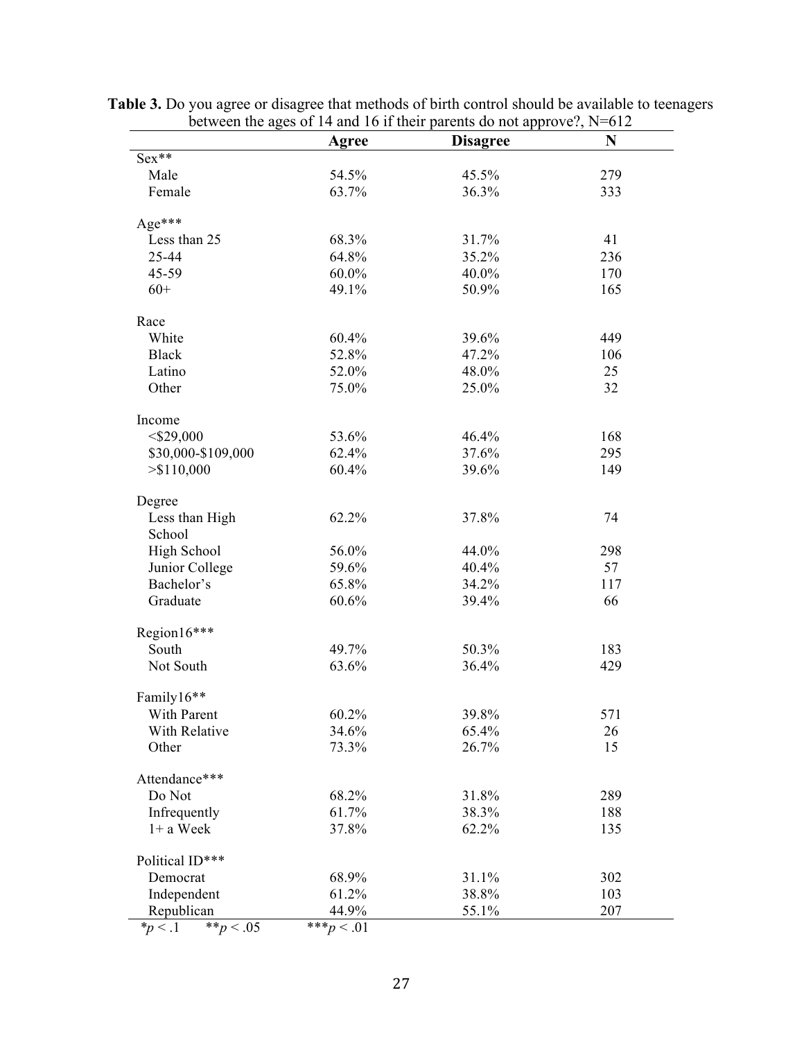**Table 3.** Do you agree or disagree that methods of birth control should be available to teenagers between the ages of 14 and 16 if their parents do not approve?, N=612

| | Agree | Disagree | N |
|---|---|---|---|
| Sex** | | | |
| Male | 54.5% | 45.5% | 279 |
| Female | 63.7% | 36.3% | 333 |
| Age*** | | | |
| Less than 25 | 68.3% | 31.7% | 41 |
| 25-44 | 64.8% | 35.2% | 236 |
| 45-59 | 60.0% | 40.0% | 170 |
| 60+ | 49.1% | 50.9% | 165 |
| Race | | | |
| White | 60.4% | 39.6% | 449 |
| Black | 52.8% | 47.2% | 106 |
| Latino | 52.0% | 48.0% | 25 |
| Other | 75.0% | 25.0% | 32 |
| Income | | | |
| <$29,000 | 53.6% | 46.4% | 168 |
| $30,000-$109,000 | 62.4% | 37.6% | 295 |
| >$110,000 | 60.4% | 39.6% | 149 |
| Degree | | | |
| Less than High School | 62.2% | 37.8% | 74 |
| High School | 56.0% | 44.0% | 298 |
| Junior College | 59.6% | 40.4% | 57 |
| Bachelor's | 65.8% | 34.2% | 117 |
| Graduate | 60.6% | 39.4% | 66 |
| Region16*** | | | |
| South | 49.7% | 50.3% | 183 |
| Not South | 63.6% | 36.4% | 429 |
| Family16** | | | |
| With Parent | 60.2% | 39.8% | 571 |
| With Relative | 34.6% | 65.4% | 26 |
| Other | 73.3% | 26.7% | 15 |
| Attendance*** | | | |
| Do Not | 68.2% | 31.8% | 289 |
| Infrequently | 61.7% | 38.3% | 188 |
| 1+ a Week | 37.8% | 62.2% | 135 |
| Political ID*** | | | |
| Democrat | 68.9% | 31.1% | 302 |
| Independent | 61.2% | 38.8% | 103 |
| Republican | 44.9% | 55.1% | 207 |

*$p < .1$ **$p < .05$ ***$p < .01$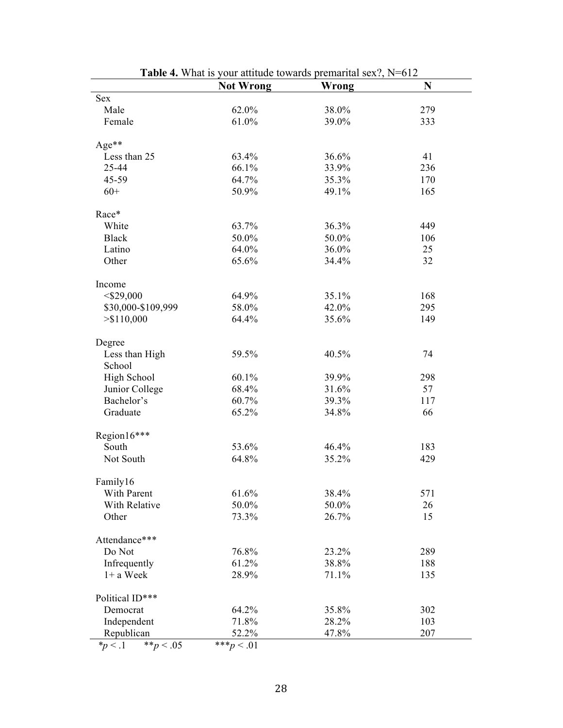**Table 4.** What is your attitude towards premarital sex?, N=612

| | **Not Wrong** | **Wrong** | **N** |
|---|---|---|---|
| Sex | | | |
| Male | 62.0% | 38.0% | 279 |
| Female | 61.0% | 39.0% | 333 |
| Age** | | | |
| Less than 25 | 63.4% | 36.6% | 41 |
| 25-44 | 66.1% | 33.9% | 236 |
| 45-59 | 64.7% | 35.3% | 170 |
| 60+ | 50.9% | 49.1% | 165 |
| Race* | | | |
| White | 63.7% | 36.3% | 449 |
| Black | 50.0% | 50.0% | 106 |
| Latino | 64.0% | 36.0% | 25 |
| Other | 65.6% | 34.4% | 32 |
| Income | | | |
| <$29,000 | 64.9% | 35.1% | 168 |
| $30,000-$109,999 | 58.0% | 42.0% | 295 |
| >$110,000 | 64.4% | 35.6% | 149 |
| Degree | | | |
| Less than High School | 59.5% | 40.5% | 74 |
| High School | 60.1% | 39.9% | 298 |
| Junior College | 68.4% | 31.6% | 57 |
| Bachelor's | 60.7% | 39.3% | 117 |
| Graduate | 65.2% | 34.8% | 66 |
| Region16*** | | | |
| South | 53.6% | 46.4% | 183 |
| Not South | 64.8% | 35.2% | 429 |
| Family16 | | | |
| With Parent | 61.6% | 38.4% | 571 |
| With Relative | 50.0% | 50.0% | 26 |
| Other | 73.3% | 26.7% | 15 |
| Attendance*** | | | |
| Do Not | 76.8% | 23.2% | 289 |
| Infrequently | 61.2% | 38.8% | 188 |
| 1+ a Week | 28.9% | 71.1% | 135 |
| Political ID*** | | | |
| Democrat | 64.2% | 35.8% | 302 |
| Independent | 71.8% | 28.2% | 103 |
| Republican | 52.2% | 47.8% | 207 |

*$p < .1$ **$p < .05$ ***$p < .01$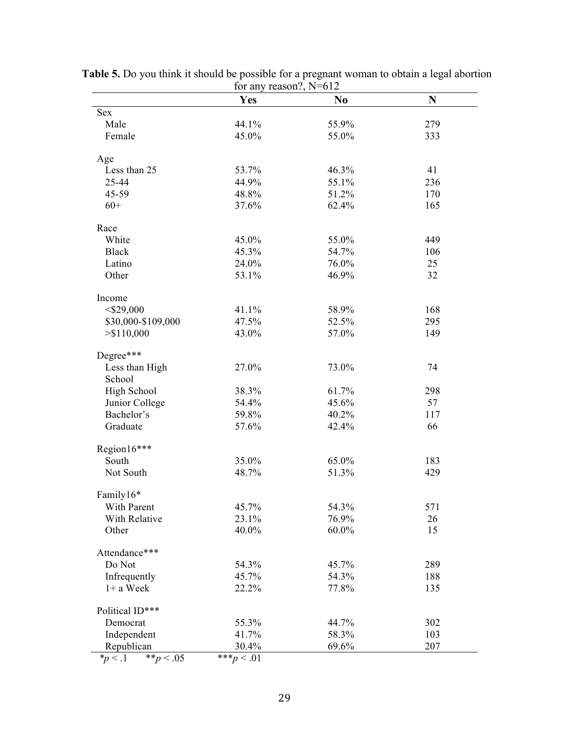**Table 5.** Do you think it should be possible for a pregnant woman to obtain a legal abortion for any reason?, N=612

| | Yes | No | N |
|---|---|---|---|
| Sex | | | |
| Male | 44.1% | 55.9% | 279 |
| Female | 45.0% | 55.0% | 333 |
| Age | | | |
| Less than 25 | 53.7% | 46.3% | 41 |
| 25-44 | 44.9% | 55.1% | 236 |
| 45-59 | 48.8% | 51.2% | 170 |
| 60+ | 37.6% | 62.4% | 165 |
| Race | | | |
| White | 45.0% | 55.0% | 449 |
| Black | 45.3% | 54.7% | 106 |
| Latino | 24.0% | 76.0% | 25 |
| Other | 53.1% | 46.9% | 32 |
| Income | | | |
| <$29,000 | 41.1% | 58.9% | 168 |
| $30,000-$109,000 | 47.5% | 52.5% | 295 |
| >$110,000 | 43.0% | 57.0% | 149 |
| Degree*** | | | |
| Less than High School | 27.0% | 73.0% | 74 |
| High School | 38.3% | 61.7% | 298 |
| Junior College | 54.4% | 45.6% | 57 |
| Bachelor's | 59.8% | 40.2% | 117 |
| Graduate | 57.6% | 42.4% | 66 |
| Region16*** | | | |
| South | 35.0% | 65.0% | 183 |
| Not South | 48.7% | 51.3% | 429 |
| Family16* | | | |
| With Parent | 45.7% | 54.3% | 571 |
| With Relative | 23.1% | 76.9% | 26 |
| Other | 40.0% | 60.0% | 15 |
| Attendance*** | | | |
| Do Not | 54.3% | 45.7% | 289 |
| Infrequently | 45.7% | 54.3% | 188 |
| 1+ a Week | 22.2% | 77.8% | 135 |
| Political ID*** | | | |
| Democrat | 55.3% | 44.7% | 302 |
| Independent | 41.7% | 58.3% | 103 |
| Republican | 30.4% | 69.6% | 207 |

*$p < .1$ **$p < .05$ ***$p < .01$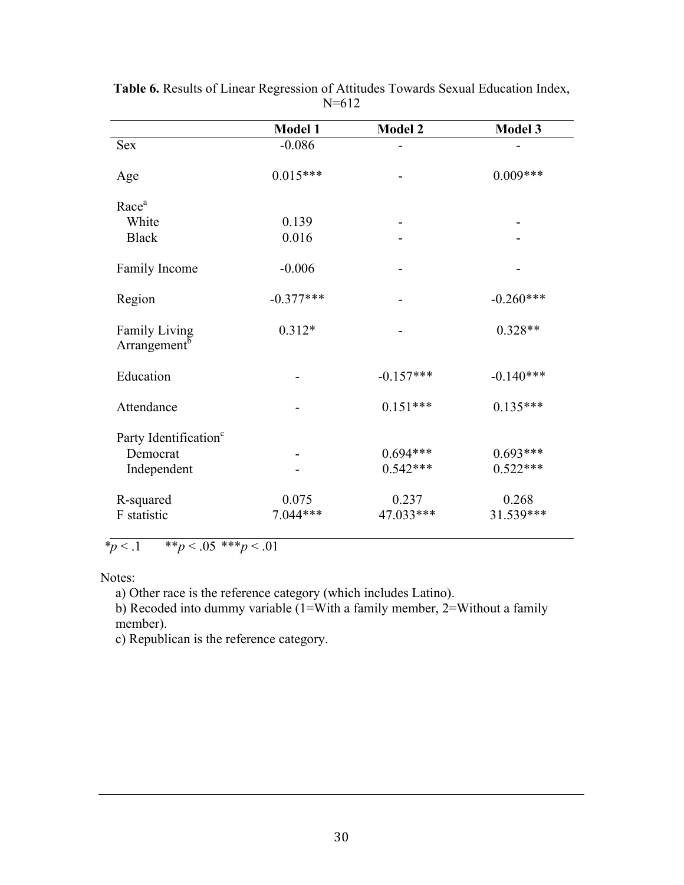**Table 6.** Results of Linear Regression of Attitudes Towards Sexual Education Index, N=612

| | Model 1 | Model 2 | Model 3 |
|---|---|---|---|
| Sex | -0.086 | - | - |
| Age | 0.015*** | - | 0.009*** |
| Race[a] | | | |
| White | 0.139 | - | - |
| Black | 0.016 | - | - |
| Family Income | -0.006 | - | - |
| Region | -0.377*** | - | -0.260*** |
| Family Living Arrangement[b] | 0.312* | - | 0.328** |
| Education | - | -0.157*** | -0.140*** |
| Attendance | - | 0.151*** | 0.135*** |
| Party Identification[c] | | | |
| Democrat | - | 0.694*** | 0.693*** |
| Independent | - | 0.542*** | 0.522*** |
| R-squared | 0.075 | 0.237 | 0.268 |
| F statistic | 7.044*** | 47.033*** | 31.539*** |

*$p < .1$ **$p < .05$ ***$p < .01$

Notes:

a) Other race is the reference category (which includes Latino).

b) Recoded into dummy variable (1=With a family member, 2=Without a family member).

c) Republican is the reference category.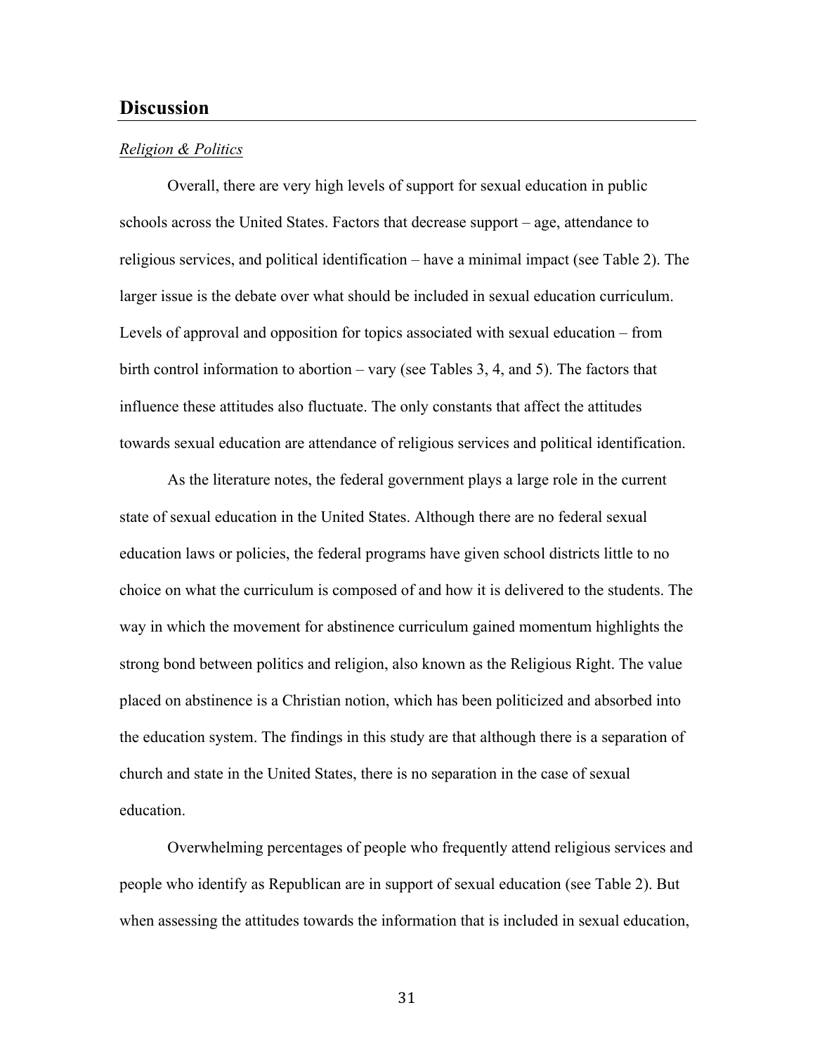## Discussion

*Religion & Politics*

Overall, there are very high levels of support for sexual education in public schools across the United States. Factors that decrease support – age, attendance to religious services, and political identification – have a minimal impact (see Table 2). The larger issue is the debate over what should be included in sexual education curriculum. Levels of approval and opposition for topics associated with sexual education – from birth control information to abortion – vary (see Tables 3, 4, and 5). The factors that influence these attitudes also fluctuate. The only constants that affect the attitudes towards sexual education are attendance of religious services and political identification.

As the literature notes, the federal government plays a large role in the current state of sexual education in the United States. Although there are no federal sexual education laws or policies, the federal programs have given school districts little to no choice on what the curriculum is composed of and how it is delivered to the students. The way in which the movement for abstinence curriculum gained momentum highlights the strong bond between politics and religion, also known as the Religious Right. The value placed on abstinence is a Christian notion, which has been politicized and absorbed into the education system. The findings in this study are that although there is a separation of church and state in the United States, there is no separation in the case of sexual education.

Overwhelming percentages of people who frequently attend religious services and people who identify as Republican are in support of sexual education (see Table 2). But when assessing the attitudes towards the information that is included in sexual education,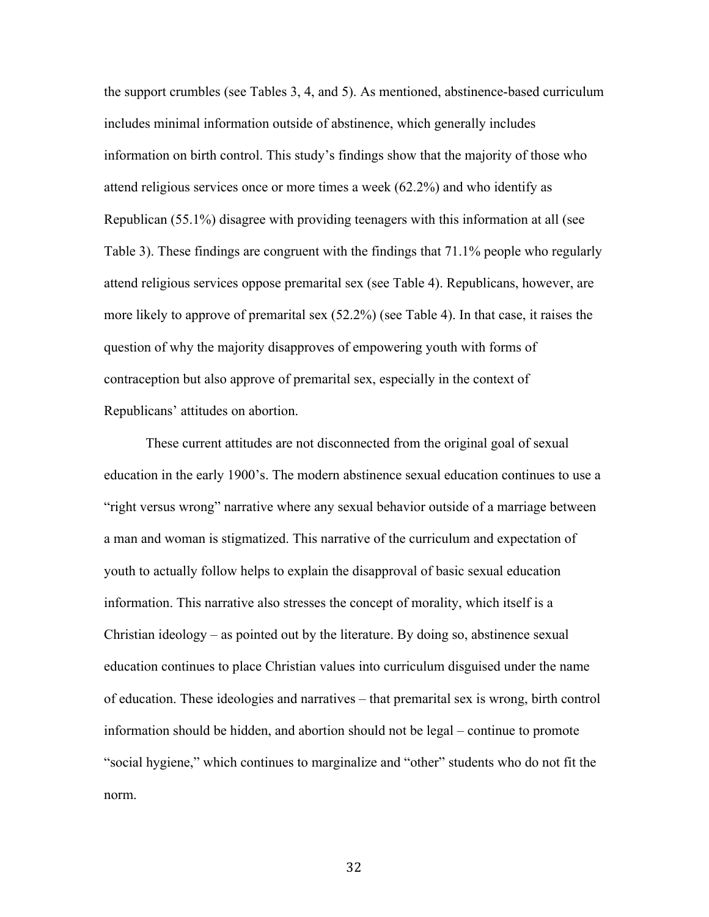the support crumbles (see Tables 3, 4, and 5). As mentioned, abstinence-based curriculum includes minimal information outside of abstinence, which generally includes information on birth control. This study's findings show that the majority of those who attend religious services once or more times a week (62.2%) and who identify as Republican (55.1%) disagree with providing teenagers with this information at all (see Table 3). These findings are congruent with the findings that 71.1% people who regularly attend religious services oppose premarital sex (see Table 4). Republicans, however, are more likely to approve of premarital sex (52.2%) (see Table 4). In that case, it raises the question of why the majority disapproves of empowering youth with forms of contraception but also approve of premarital sex, especially in the context of Republicans' attitudes on abortion.

These current attitudes are not disconnected from the original goal of sexual education in the early 1900's. The modern abstinence sexual education continues to use a "right versus wrong" narrative where any sexual behavior outside of a marriage between a man and woman is stigmatized. This narrative of the curriculum and expectation of youth to actually follow helps to explain the disapproval of basic sexual education information. This narrative also stresses the concept of morality, which itself is a Christian ideology – as pointed out by the literature. By doing so, abstinence sexual education continues to place Christian values into curriculum disguised under the name of education. These ideologies and narratives – that premarital sex is wrong, birth control information should be hidden, and abortion should not be legal – continue to promote "social hygiene," which continues to marginalize and "other" students who do not fit the norm.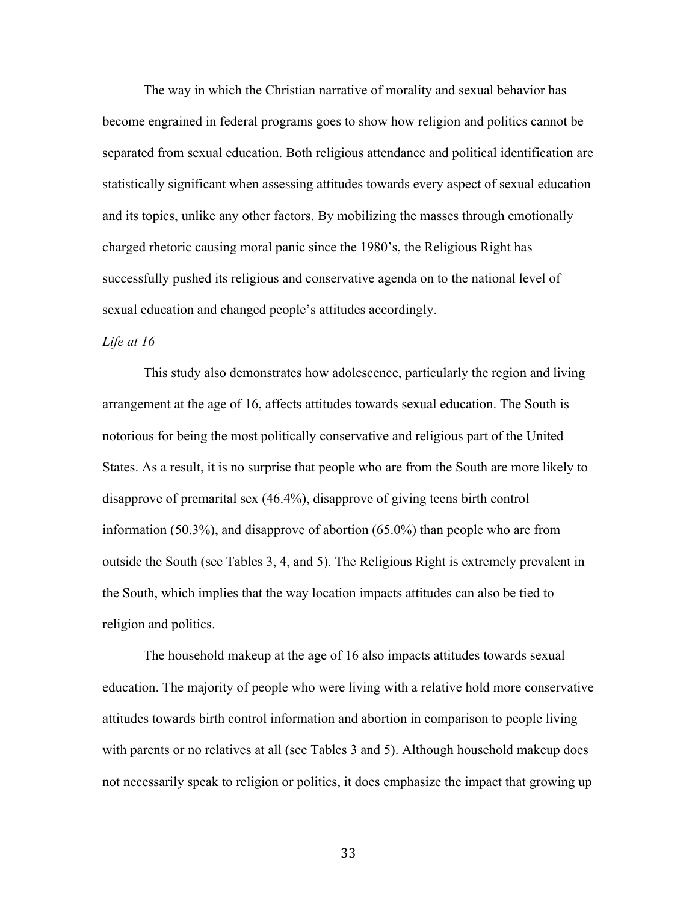The way in which the Christian narrative of morality and sexual behavior has become engrained in federal programs goes to show how religion and politics cannot be separated from sexual education. Both religious attendance and political identification are statistically significant when assessing attitudes towards every aspect of sexual education and its topics, unlike any other factors. By mobilizing the masses through emotionally charged rhetoric causing moral panic since the 1980's, the Religious Right has successfully pushed its religious and conservative agenda on to the national level of sexual education and changed people's attitudes accordingly.

### *Life at 16*

This study also demonstrates how adolescence, particularly the region and living arrangement at the age of 16, affects attitudes towards sexual education. The South is notorious for being the most politically conservative and religious part of the United States. As a result, it is no surprise that people who are from the South are more likely to disapprove of premarital sex (46.4%), disapprove of giving teens birth control information (50.3%), and disapprove of abortion (65.0%) than people who are from outside the South (see Tables 3, 4, and 5). The Religious Right is extremely prevalent in the South, which implies that the way location impacts attitudes can also be tied to religion and politics.

The household makeup at the age of 16 also impacts attitudes towards sexual education. The majority of people who were living with a relative hold more conservative attitudes towards birth control information and abortion in comparison to people living with parents or no relatives at all (see Tables 3 and 5). Although household makeup does not necessarily speak to religion or politics, it does emphasize the impact that growing up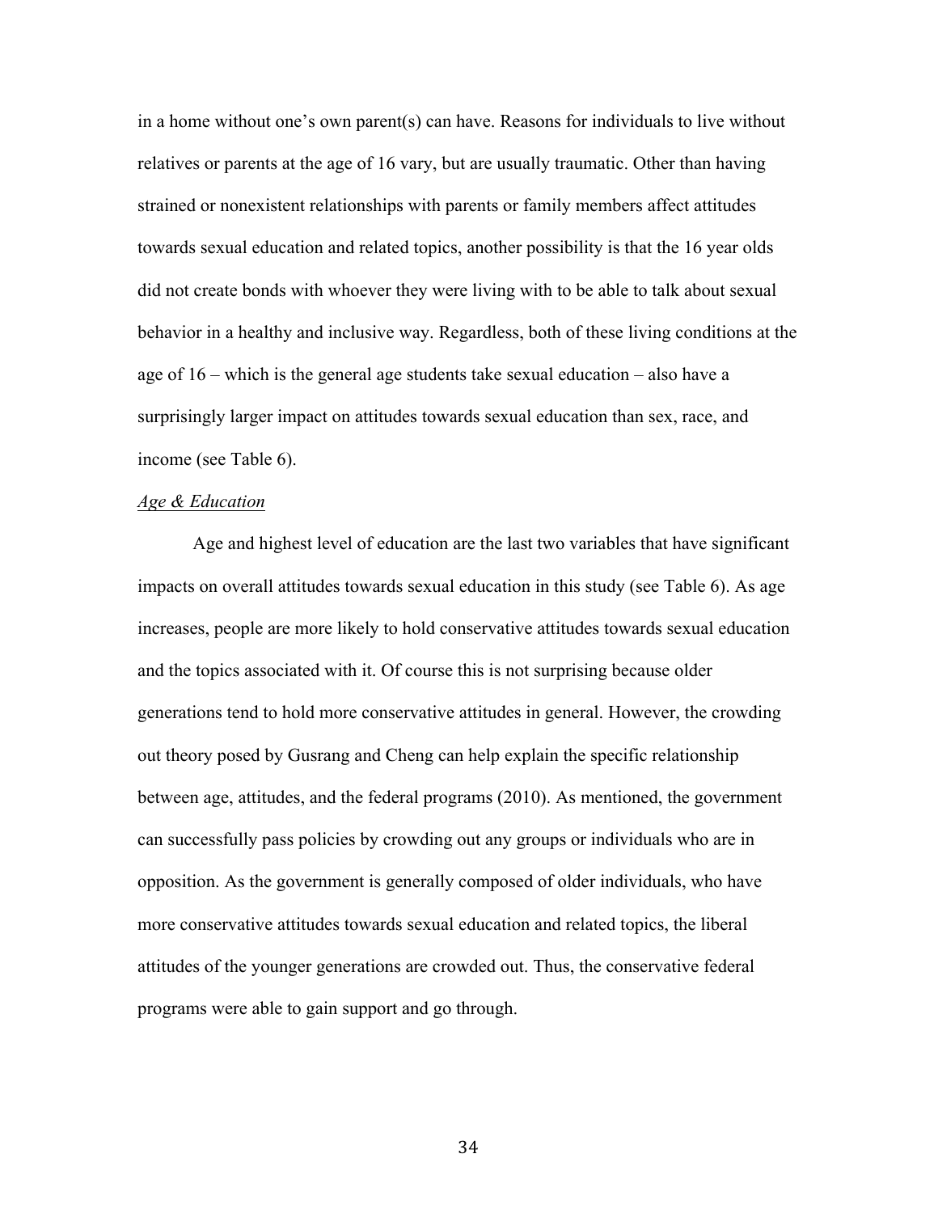in a home without one's own parent(s) can have. Reasons for individuals to live without relatives or parents at the age of 16 vary, but are usually traumatic. Other than having strained or nonexistent relationships with parents or family members affect attitudes towards sexual education and related topics, another possibility is that the 16 year olds did not create bonds with whoever they were living with to be able to talk about sexual behavior in a healthy and inclusive way. Regardless, both of these living conditions at the age of 16 – which is the general age students take sexual education – also have a surprisingly larger impact on attitudes towards sexual education than sex, race, and income (see Table 6).

*Age & Education*

Age and highest level of education are the last two variables that have significant impacts on overall attitudes towards sexual education in this study (see Table 6). As age increases, people are more likely to hold conservative attitudes towards sexual education and the topics associated with it. Of course this is not surprising because older generations tend to hold more conservative attitudes in general. However, the crowding out theory posed by Gusrang and Cheng can help explain the specific relationship between age, attitudes, and the federal programs (2010). As mentioned, the government can successfully pass policies by crowding out any groups or individuals who are in opposition. As the government is generally composed of older individuals, who have more conservative attitudes towards sexual education and related topics, the liberal attitudes of the younger generations are crowded out. Thus, the conservative federal programs were able to gain support and go through.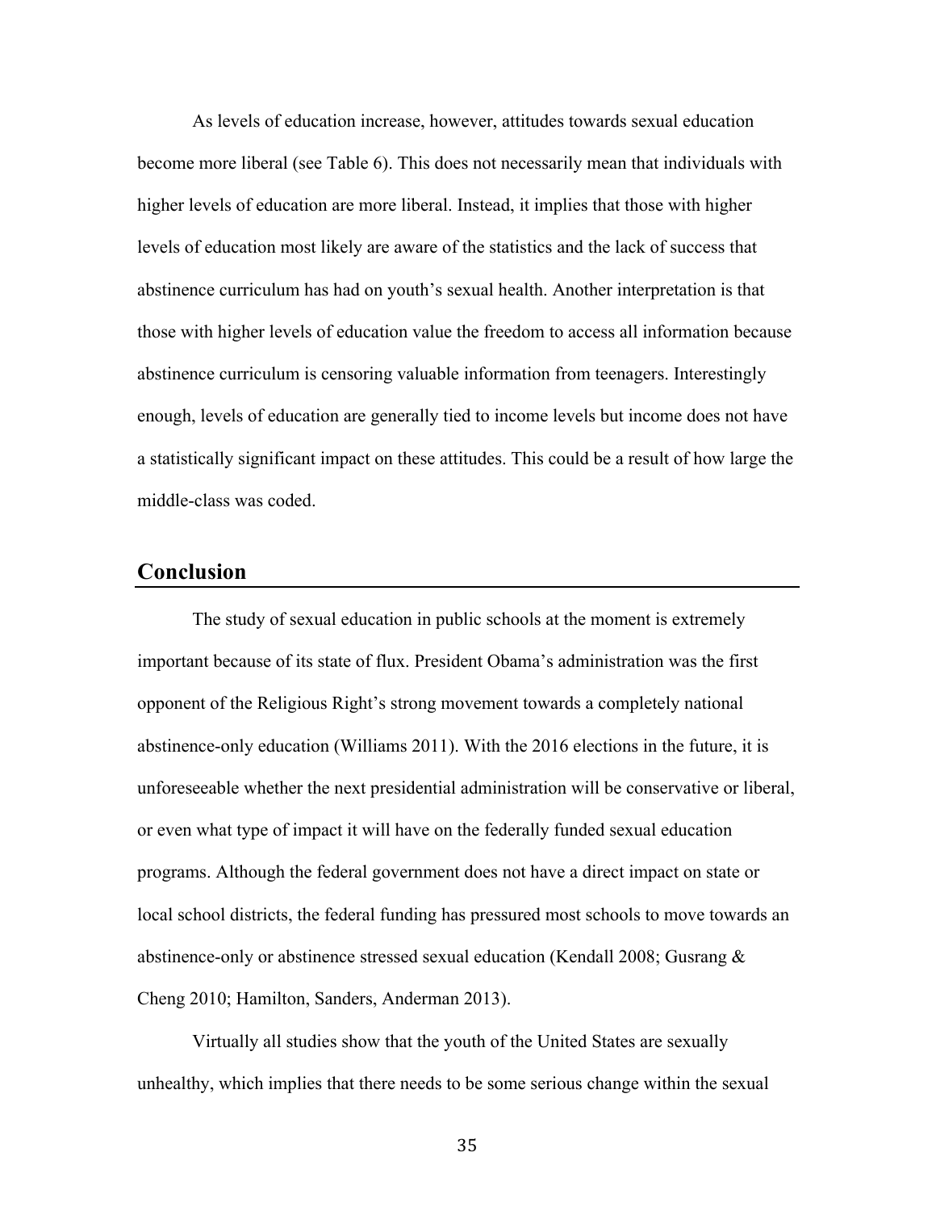As levels of education increase, however, attitudes towards sexual education become more liberal (see Table 6). This does not necessarily mean that individuals with higher levels of education are more liberal. Instead, it implies that those with higher levels of education most likely are aware of the statistics and the lack of success that abstinence curriculum has had on youth's sexual health. Another interpretation is that those with higher levels of education value the freedom to access all information because abstinence curriculum is censoring valuable information from teenagers. Interestingly enough, levels of education are generally tied to income levels but income does not have a statistically significant impact on these attitudes. This could be a result of how large the middle-class was coded.

## Conclusion

The study of sexual education in public schools at the moment is extremely important because of its state of flux. President Obama's administration was the first opponent of the Religious Right's strong movement towards a completely national abstinence-only education (Williams 2011). With the 2016 elections in the future, it is unforeseeable whether the next presidential administration will be conservative or liberal, or even what type of impact it will have on the federally funded sexual education programs. Although the federal government does not have a direct impact on state or local school districts, the federal funding has pressured most schools to move towards an abstinence-only or abstinence stressed sexual education (Kendall 2008; Gusrang & Cheng 2010; Hamilton, Sanders, Anderman 2013).

Virtually all studies show that the youth of the United States are sexually unhealthy, which implies that there needs to be some serious change within the sexual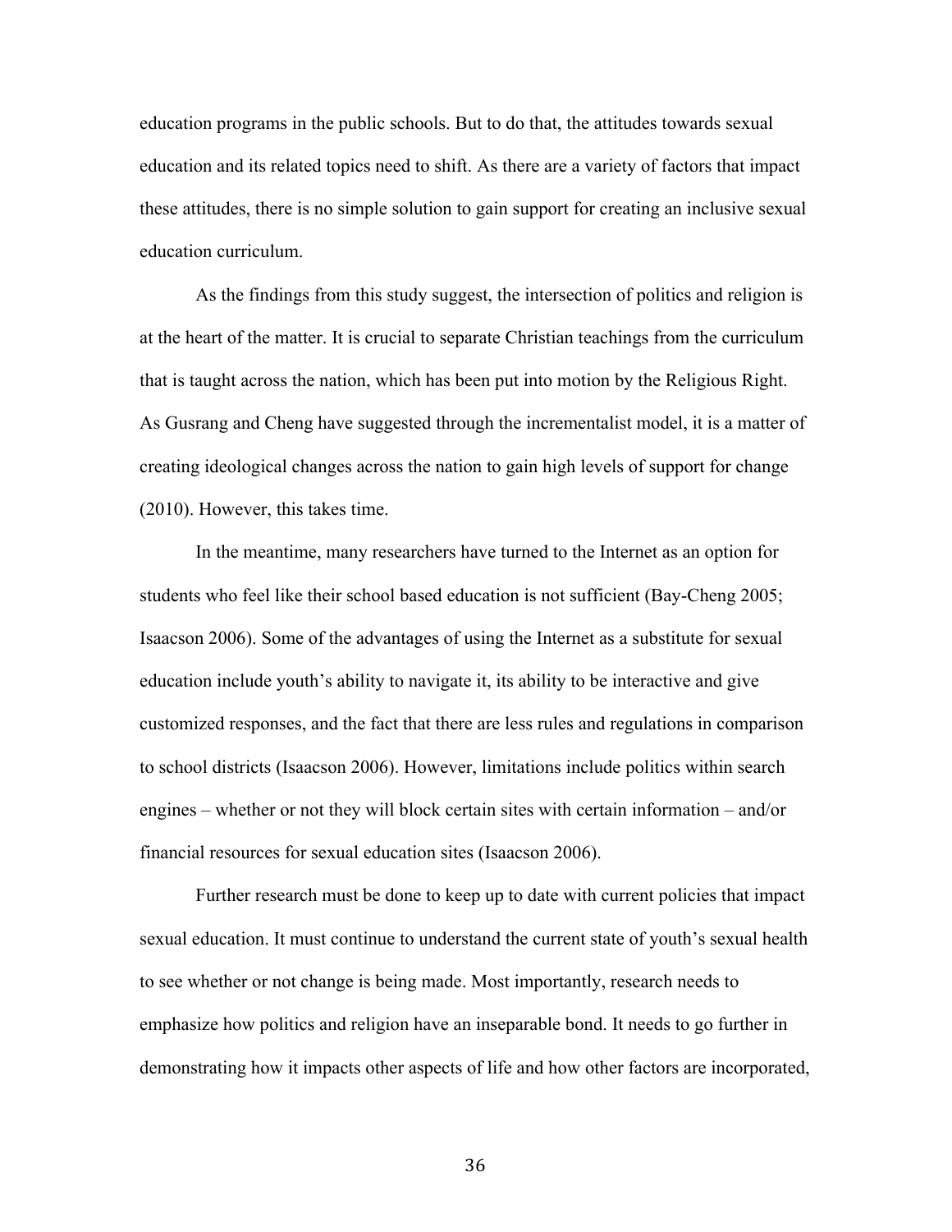education programs in the public schools. But to do that, the attitudes towards sexual education and its related topics need to shift. As there are a variety of factors that impact these attitudes, there is no simple solution to gain support for creating an inclusive sexual education curriculum.

As the findings from this study suggest, the intersection of politics and religion is at the heart of the matter. It is crucial to separate Christian teachings from the curriculum that is taught across the nation, which has been put into motion by the Religious Right. As Gusrang and Cheng have suggested through the incrementalist model, it is a matter of creating ideological changes across the nation to gain high levels of support for change (2010). However, this takes time.

In the meantime, many researchers have turned to the Internet as an option for students who feel like their school based education is not sufficient (Bay-Cheng 2005; Isaacson 2006). Some of the advantages of using the Internet as a substitute for sexual education include youth's ability to navigate it, its ability to be interactive and give customized responses, and the fact that there are less rules and regulations in comparison to school districts (Isaacson 2006). However, limitations include politics within search engines – whether or not they will block certain sites with certain information – and/or financial resources for sexual education sites (Isaacson 2006).

Further research must be done to keep up to date with current policies that impact sexual education. It must continue to understand the current state of youth's sexual health to see whether or not change is being made. Most importantly, research needs to emphasize how politics and religion have an inseparable bond. It needs to go further in demonstrating how it impacts other aspects of life and how other factors are incorporated,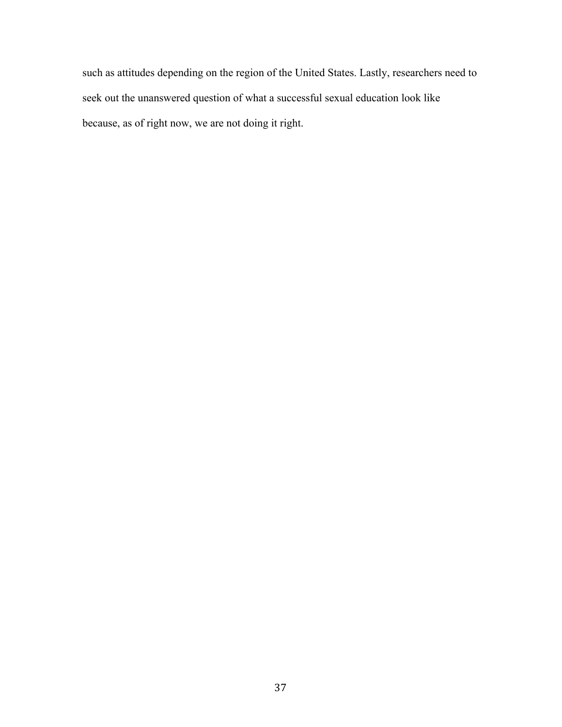such as attitudes depending on the region of the United States. Lastly, researchers need to seek out the unanswered question of what a successful sexual education look like because, as of right now, we are not doing it right.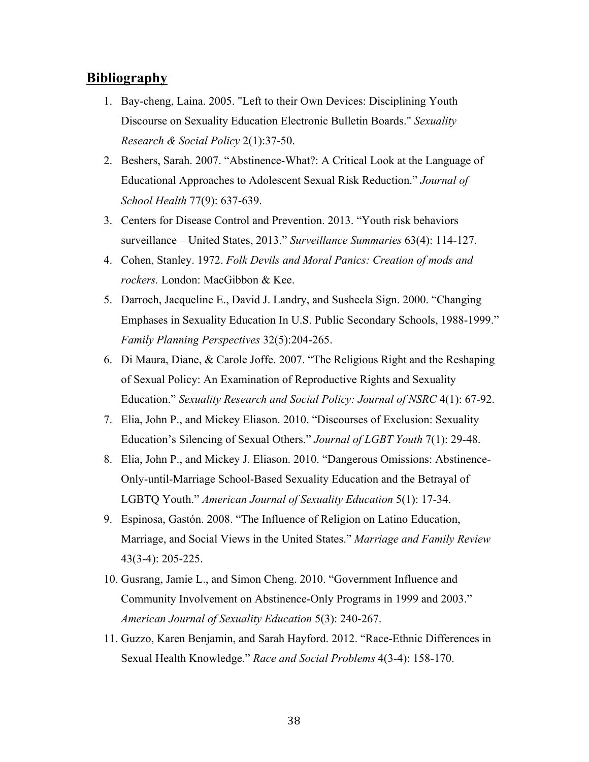## Bibliography

1. Bay-cheng, Laina. 2005. "Left to their Own Devices: Disciplining Youth Discourse on Sexuality Education Electronic Bulletin Boards." *Sexuality Research & Social Policy* 2(1):37-50.
2. Beshers, Sarah. 2007. "Abstinence-What?: A Critical Look at the Language of Educational Approaches to Adolescent Sexual Risk Reduction." *Journal of School Health* 77(9): 637-639.
3. Centers for Disease Control and Prevention. 2013. "Youth risk behaviors surveillance – United States, 2013." *Surveillance Summaries* 63(4): 114-127.
4. Cohen, Stanley. 1972. *Folk Devils and Moral Panics: Creation of mods and rockers.* London: MacGibbon & Kee.
5. Darroch, Jacqueline E., David J. Landry, and Susheela Sign. 2000. "Changing Emphases in Sexuality Education In U.S. Public Secondary Schools, 1988-1999." *Family Planning Perspectives* 32(5):204-265.
6. Di Maura, Diane, & Carole Joffe. 2007. "The Religious Right and the Reshaping of Sexual Policy: An Examination of Reproductive Rights and Sexuality Education." *Sexuality Research and Social Policy: Journal of NSRC* 4(1): 67-92.
7. Elia, John P., and Mickey Eliason. 2010. "Discourses of Exclusion: Sexuality Education's Silencing of Sexual Others." *Journal of LGBT Youth* 7(1): 29-48.
8. Elia, John P., and Mickey J. Eliason. 2010. "Dangerous Omissions: Abstinence-Only-until-Marriage School-Based Sexuality Education and the Betrayal of LGBTQ Youth." *American Journal of Sexuality Education* 5(1): 17-34.
9. Espinosa, Gastón. 2008. "The Influence of Religion on Latino Education, Marriage, and Social Views in the United States." *Marriage and Family Review* 43(3-4): 205-225.
10. Gusrang, Jamie L., and Simon Cheng. 2010. "Government Influence and Community Involvement on Abstinence-Only Programs in 1999 and 2003." *American Journal of Sexuality Education* 5(3): 240-267.
11. Guzzo, Karen Benjamin, and Sarah Hayford. 2012. "Race-Ethnic Differences in Sexual Health Knowledge." *Race and Social Problems* 4(3-4): 158-170.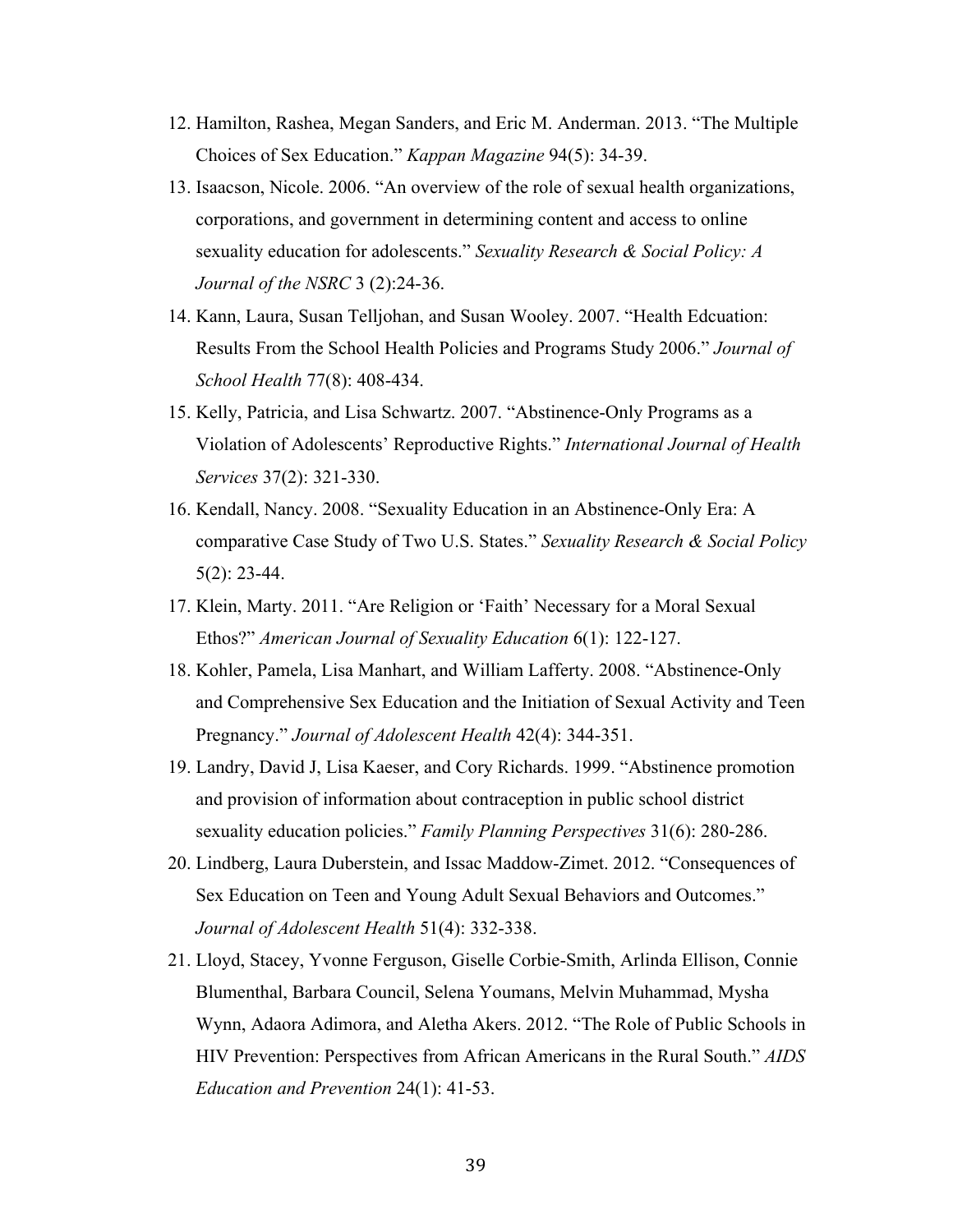12. Hamilton, Rashea, Megan Sanders, and Eric M. Anderman. 2013. "The Multiple Choices of Sex Education." *Kappan Magazine* 94(5): 34-39.
13. Isaacson, Nicole. 2006. "An overview of the role of sexual health organizations, corporations, and government in determining content and access to online sexuality education for adolescents." *Sexuality Research & Social Policy: A Journal of the NSRC* 3 (2):24-36.
14. Kann, Laura, Susan Telljohan, and Susan Wooley. 2007. "Health Edcuation: Results From the School Health Policies and Programs Study 2006." *Journal of School Health* 77(8): 408-434.
15. Kelly, Patricia, and Lisa Schwartz. 2007. "Abstinence-Only Programs as a Violation of Adolescents' Reproductive Rights." *International Journal of Health Services* 37(2): 321-330.
16. Kendall, Nancy. 2008. "Sexuality Education in an Abstinence-Only Era: A comparative Case Study of Two U.S. States." *Sexuality Research & Social Policy* 5(2): 23-44.
17. Klein, Marty. 2011. "Are Religion or 'Faith' Necessary for a Moral Sexual Ethos?" *American Journal of Sexuality Education* 6(1): 122-127.
18. Kohler, Pamela, Lisa Manhart, and William Lafferty. 2008. "Abstinence-Only and Comprehensive Sex Education and the Initiation of Sexual Activity and Teen Pregnancy." *Journal of Adolescent Health* 42(4): 344-351.
19. Landry, David J, Lisa Kaeser, and Cory Richards. 1999. "Abstinence promotion and provision of information about contraception in public school district sexuality education policies." *Family Planning Perspectives* 31(6): 280-286.
20. Lindberg, Laura Duberstein, and Issac Maddow-Zimet. 2012. "Consequences of Sex Education on Teen and Young Adult Sexual Behaviors and Outcomes." *Journal of Adolescent Health* 51(4): 332-338.
21. Lloyd, Stacey, Yvonne Ferguson, Giselle Corbie-Smith, Arlinda Ellison, Connie Blumenthal, Barbara Council, Selena Youmans, Melvin Muhammad, Mysha Wynn, Adaora Adimora, and Aletha Akers. 2012. "The Role of Public Schools in HIV Prevention: Perspectives from African Americans in the Rural South." *AIDS Education and Prevention* 24(1): 41-53.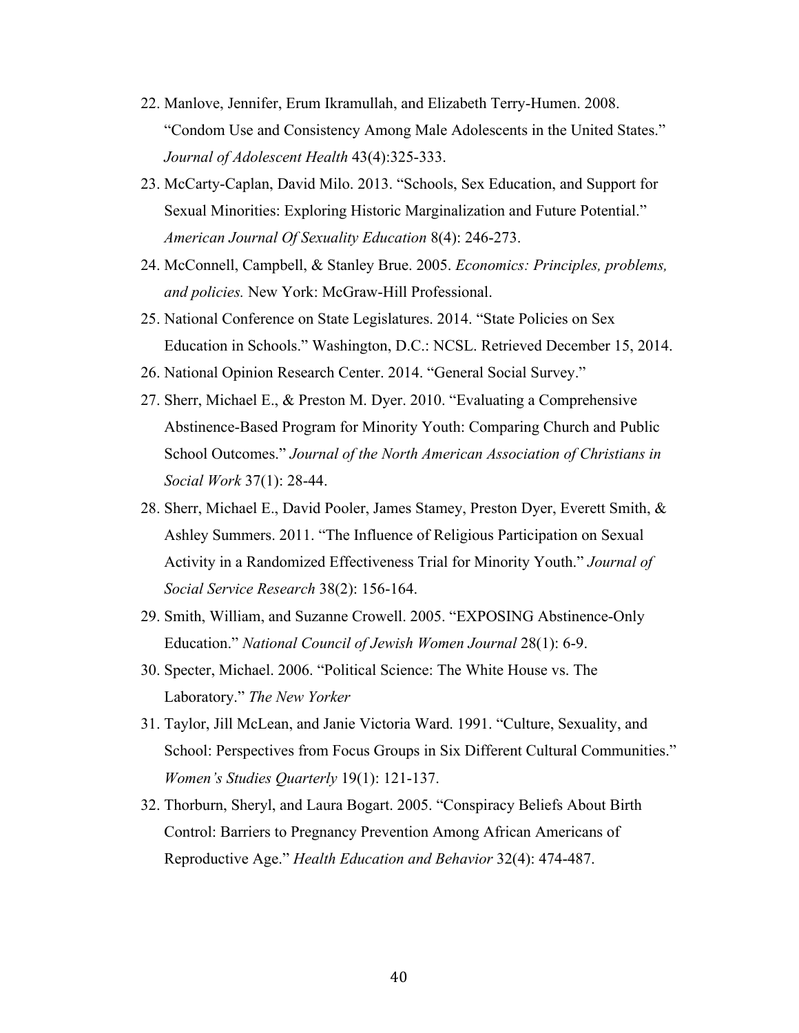22. Manlove, Jennifer, Erum Ikramullah, and Elizabeth Terry-Humen. 2008. "Condom Use and Consistency Among Male Adolescents in the United States." *Journal of Adolescent Health* 43(4):325-333.
23. McCarty-Caplan, David Milo. 2013. "Schools, Sex Education, and Support for Sexual Minorities: Exploring Historic Marginalization and Future Potential." *American Journal Of Sexuality Education* 8(4): 246-273.
24. McConnell, Campbell, & Stanley Brue. 2005. *Economics: Principles, problems, and policies.* New York: McGraw-Hill Professional.
25. National Conference on State Legislatures. 2014. "State Policies on Sex Education in Schools." Washington, D.C.: NCSL. Retrieved December 15, 2014.
26. National Opinion Research Center. 2014. "General Social Survey."
27. Sherr, Michael E., & Preston M. Dyer. 2010. "Evaluating a Comprehensive Abstinence-Based Program for Minority Youth: Comparing Church and Public School Outcomes." *Journal of the North American Association of Christians in Social Work* 37(1): 28-44.
28. Sherr, Michael E., David Pooler, James Stamey, Preston Dyer, Everett Smith, & Ashley Summers. 2011. "The Influence of Religious Participation on Sexual Activity in a Randomized Effectiveness Trial for Minority Youth." *Journal of Social Service Research* 38(2): 156-164.
29. Smith, William, and Suzanne Crowell. 2005. "EXPOSING Abstinence-Only Education." *National Council of Jewish Women Journal* 28(1): 6-9.
30. Specter, Michael. 2006. "Political Science: The White House vs. The Laboratory." *The New Yorker*
31. Taylor, Jill McLean, and Janie Victoria Ward. 1991. "Culture, Sexuality, and School: Perspectives from Focus Groups in Six Different Cultural Communities." *Women's Studies Quarterly* 19(1): 121-137.
32. Thorburn, Sheryl, and Laura Bogart. 2005. "Conspiracy Beliefs About Birth Control: Barriers to Pregnancy Prevention Among African Americans of Reproductive Age." *Health Education and Behavior* 32(4): 474-487.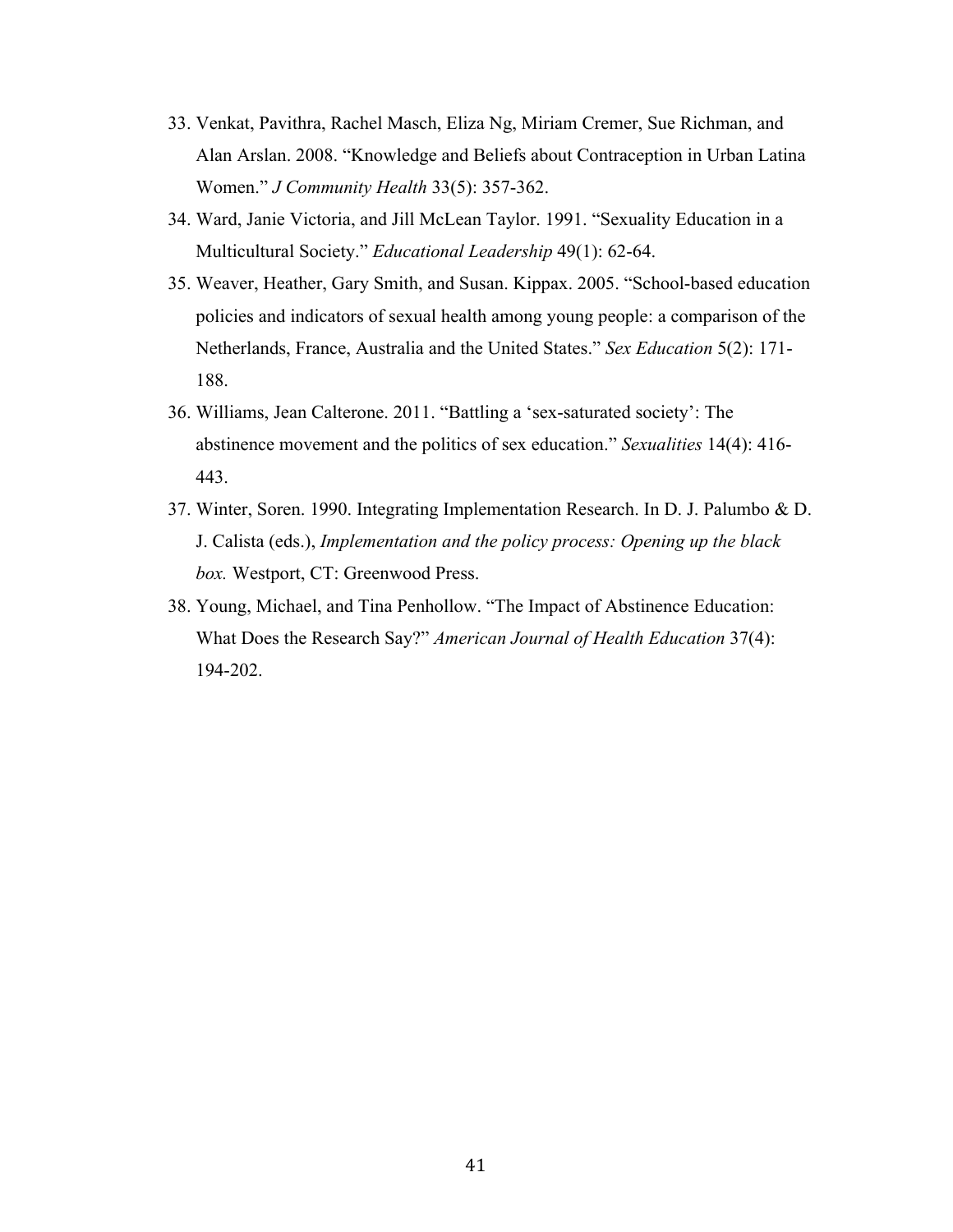33. Venkat, Pavithra, Rachel Masch, Eliza Ng, Miriam Cremer, Sue Richman, and Alan Arslan. 2008. "Knowledge and Beliefs about Contraception in Urban Latina Women." *J Community Health* 33(5): 357-362.
34. Ward, Janie Victoria, and Jill McLean Taylor. 1991. "Sexuality Education in a Multicultural Society." *Educational Leadership* 49(1): 62-64.
35. Weaver, Heather, Gary Smith, and Susan. Kippax. 2005. "School-based education policies and indicators of sexual health among young people: a comparison of the Netherlands, France, Australia and the United States." *Sex Education* 5(2): 171-188.
36. Williams, Jean Calterone. 2011. "Battling a 'sex-saturated society': The abstinence movement and the politics of sex education." *Sexualities* 14(4): 416-443.
37. Winter, Soren. 1990. Integrating Implementation Research. In D. J. Palumbo & D. J. Calista (eds.), *Implementation and the policy process: Opening up the black box.* Westport, CT: Greenwood Press.
38. Young, Michael, and Tina Penhollow. "The Impact of Abstinence Education: What Does the Research Say?" *American Journal of Health Education* 37(4): 194-202.